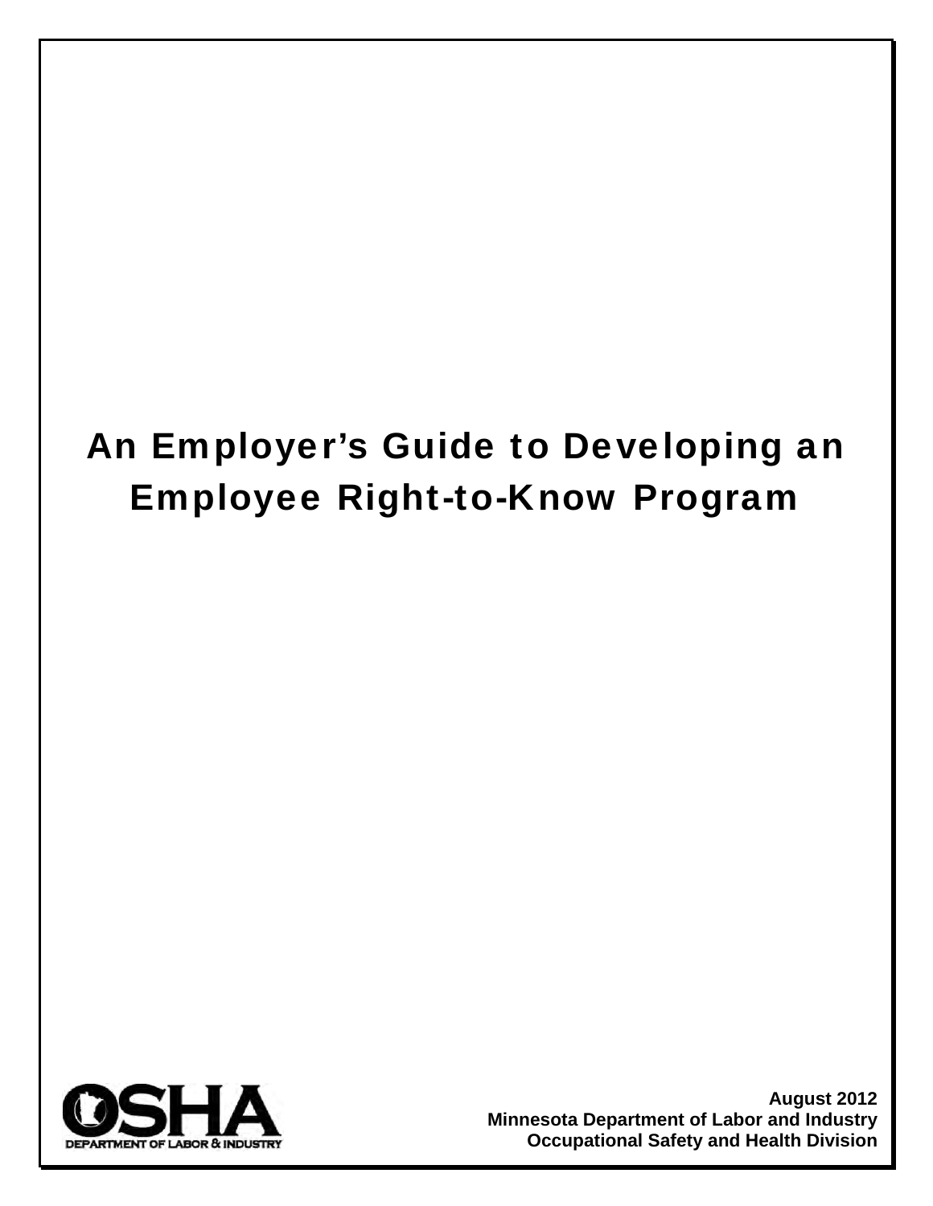# An Employer's Guide to Developing an Employee Right-to-Know Program

OSHA
DEPARTMENT OF LABOR & INDUSTRY

**August 2012**
**Minnesota Department of Labor and Industry**
**Occupational Safety and Health Division**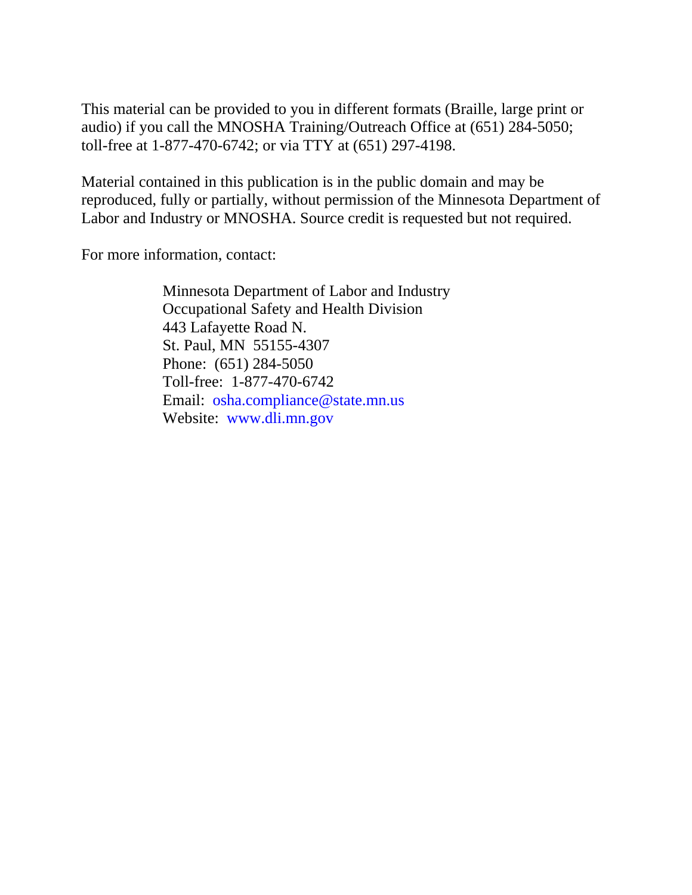This material can be provided to you in different formats (Braille, large print or audio) if you call the MNOSHA Training/Outreach Office at (651) 284-5050; toll-free at 1-877-470-6742; or via TTY at (651) 297-4198.

Material contained in this publication is in the public domain and may be reproduced, fully or partially, without permission of the Minnesota Department of Labor and Industry or MNOSHA. Source credit is requested but not required.

For more information, contact:

> Minnesota Department of Labor and Industry
> Occupational Safety and Health Division
> 443 Lafayette Road N.
> St. Paul, MN  55155-4307
> Phone:  (651) 284-5050
> Toll-free:  1-877-470-6742
> Email:  osha.compliance@state.mn.us
> Website:  www.dli.mn.gov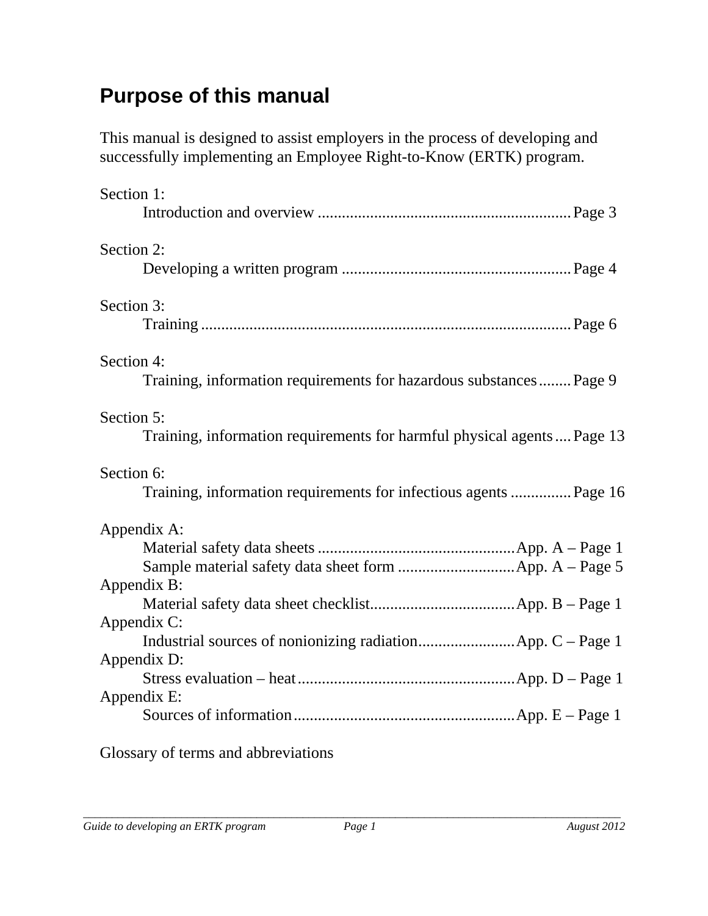# Purpose of this manual

This manual is designed to assist employers in the process of developing and successfully implementing an Employee Right-to-Know (ERTK) program.

Section 1:
Introduction and overview .............................................................. Page 3

Section 2:
Developing a written program ......................................................... Page 4

Section 3:
Training ........................................................................................... Page 6

Section 4:
Training, information requirements for hazardous substances ........ Page 9

Section 5:
Training, information requirements for harmful physical agents .... Page 13

Section 6:
Training, information requirements for infectious agents ............... Page 16

Appendix A:
Material safety data sheets ................................................ App. A – Page 1
Sample material safety data sheet form ............................. App. A – Page 5

Appendix B:
Material safety data sheet checklist.................................... App. B – Page 1

Appendix C:
Industrial sources of nonionizing radiation........................ App. C – Page 1

Appendix D:
Stress evaluation – heat...................................................... App. D – Page 1

Appendix E:
Sources of information....................................................... App. E – Page 1

Glossary of terms and abbreviations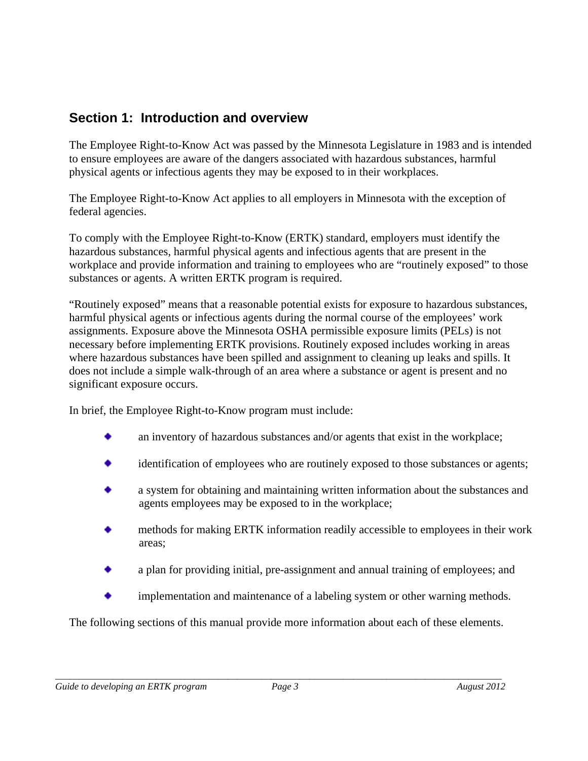## Section 1: Introduction and overview

The Employee Right-to-Know Act was passed by the Minnesota Legislature in 1983 and is intended to ensure employees are aware of the dangers associated with hazardous substances, harmful physical agents or infectious agents they may be exposed to in their workplaces.

The Employee Right-to-Know Act applies to all employers in Minnesota with the exception of federal agencies.

To comply with the Employee Right-to-Know (ERTK) standard, employers must identify the hazardous substances, harmful physical agents and infectious agents that are present in the workplace and provide information and training to employees who are "routinely exposed" to those substances or agents. A written ERTK program is required.

"Routinely exposed" means that a reasonable potential exists for exposure to hazardous substances, harmful physical agents or infectious agents during the normal course of the employees' work assignments. Exposure above the Minnesota OSHA permissible exposure limits (PELs) is not necessary before implementing ERTK provisions. Routinely exposed includes working in areas where hazardous substances have been spilled and assignment to cleaning up leaks and spills. It does not include a simple walk-through of an area where a substance or agent is present and no significant exposure occurs.

In brief, the Employee Right-to-Know program must include:

- an inventory of hazardous substances and/or agents that exist in the workplace;
- identification of employees who are routinely exposed to those substances or agents;
- a system for obtaining and maintaining written information about the substances and agents employees may be exposed to in the workplace;
- methods for making ERTK information readily accessible to employees in their work areas;
- a plan for providing initial, pre-assignment and annual training of employees; and
- implementation and maintenance of a labeling system or other warning methods.

The following sections of this manual provide more information about each of these elements.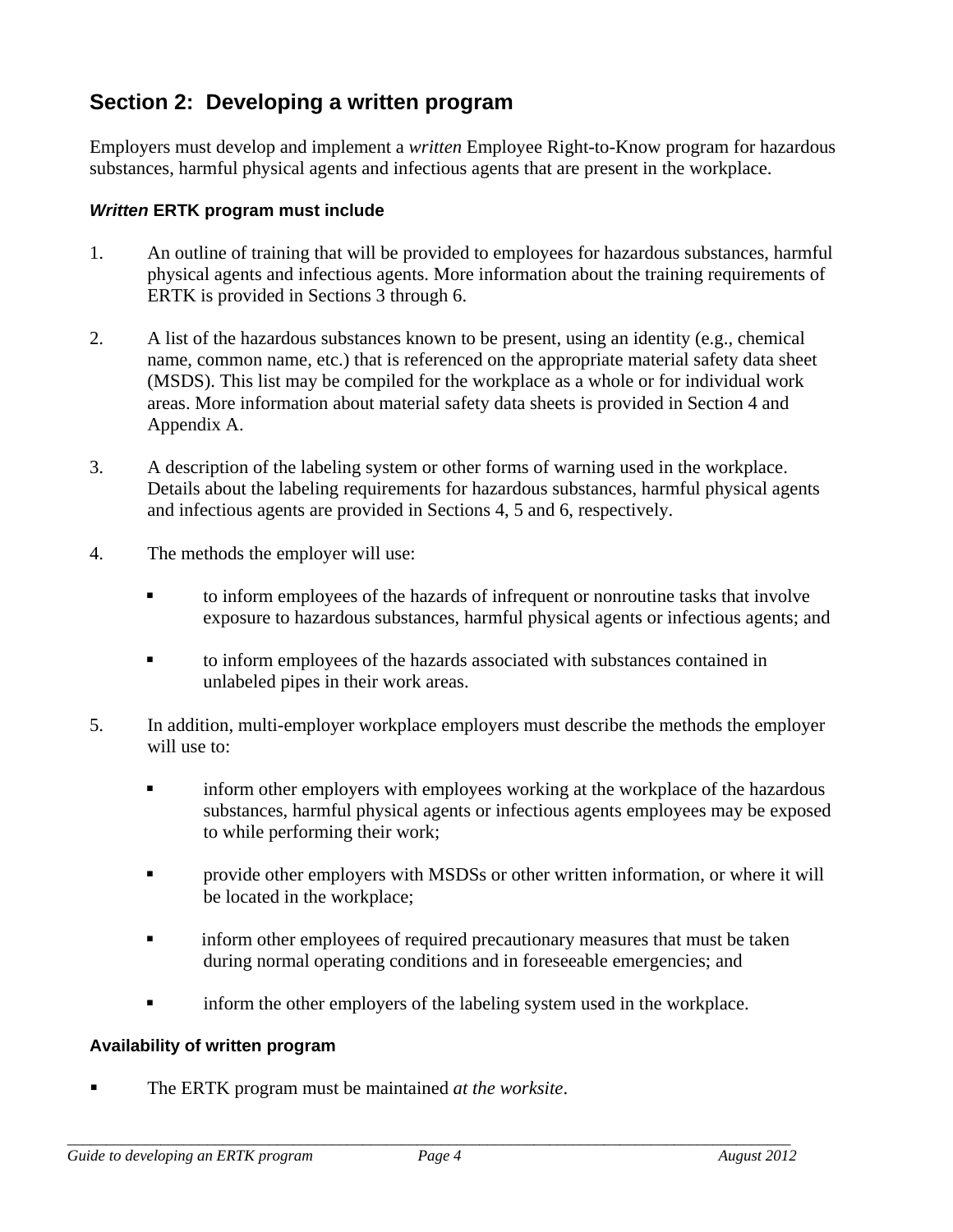## Section 2: Developing a written program

Employers must develop and implement a *written* Employee Right-to-Know program for hazardous substances, harmful physical agents and infectious agents that are present in the workplace.

### *Written* ERTK program must include

1. An outline of training that will be provided to employees for hazardous substances, harmful physical agents and infectious agents. More information about the training requirements of ERTK is provided in Sections 3 through 6.

2. A list of the hazardous substances known to be present, using an identity (e.g., chemical name, common name, etc.) that is referenced on the appropriate material safety data sheet (MSDS). This list may be compiled for the workplace as a whole or for individual work areas. More information about material safety data sheets is provided in Section 4 and Appendix A.

3. A description of the labeling system or other forms of warning used in the workplace. Details about the labeling requirements for hazardous substances, harmful physical agents and infectious agents are provided in Sections 4, 5 and 6, respectively.

4. The methods the employer will use:

   - to inform employees of the hazards of infrequent or nonroutine tasks that involve exposure to hazardous substances, harmful physical agents or infectious agents; and

   - to inform employees of the hazards associated with substances contained in unlabeled pipes in their work areas.

5. In addition, multi-employer workplace employers must describe the methods the employer will use to:

   - inform other employers with employees working at the workplace of the hazardous substances, harmful physical agents or infectious agents employees may be exposed to while performing their work;

   - provide other employers with MSDSs or other written information, or where it will be located in the workplace;

   - inform other employees of required precautionary measures that must be taken during normal operating conditions and in foreseeable emergencies; and

   - inform the other employers of the labeling system used in the workplace.

### Availability of written program

- The ERTK program must be maintained *at the worksite*.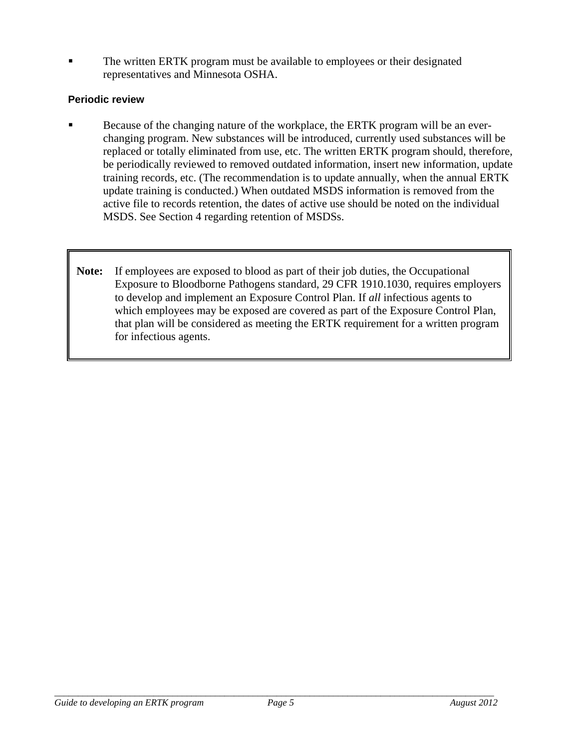- The written ERTK program must be available to employees or their designated representatives and Minnesota OSHA.

### Periodic review

- Because of the changing nature of the workplace, the ERTK program will be an ever-changing program. New substances will be introduced, currently used substances will be replaced or totally eliminated from use, etc. The written ERTK program should, therefore, be periodically reviewed to removed outdated information, insert new information, update training records, etc. (The recommendation is to update annually, when the annual ERTK update training is conducted.) When outdated MSDS information is removed from the active file to records retention, the dates of active use should be noted on the individual MSDS. See Section 4 regarding retention of MSDSs.

> **Note:** If employees are exposed to blood as part of their job duties, the Occupational Exposure to Bloodborne Pathogens standard, 29 CFR 1910.1030, requires employers to develop and implement an Exposure Control Plan. If *all* infectious agents to which employees may be exposed are covered as part of the Exposure Control Plan, that plan will be considered as meeting the ERTK requirement for a written program for infectious agents.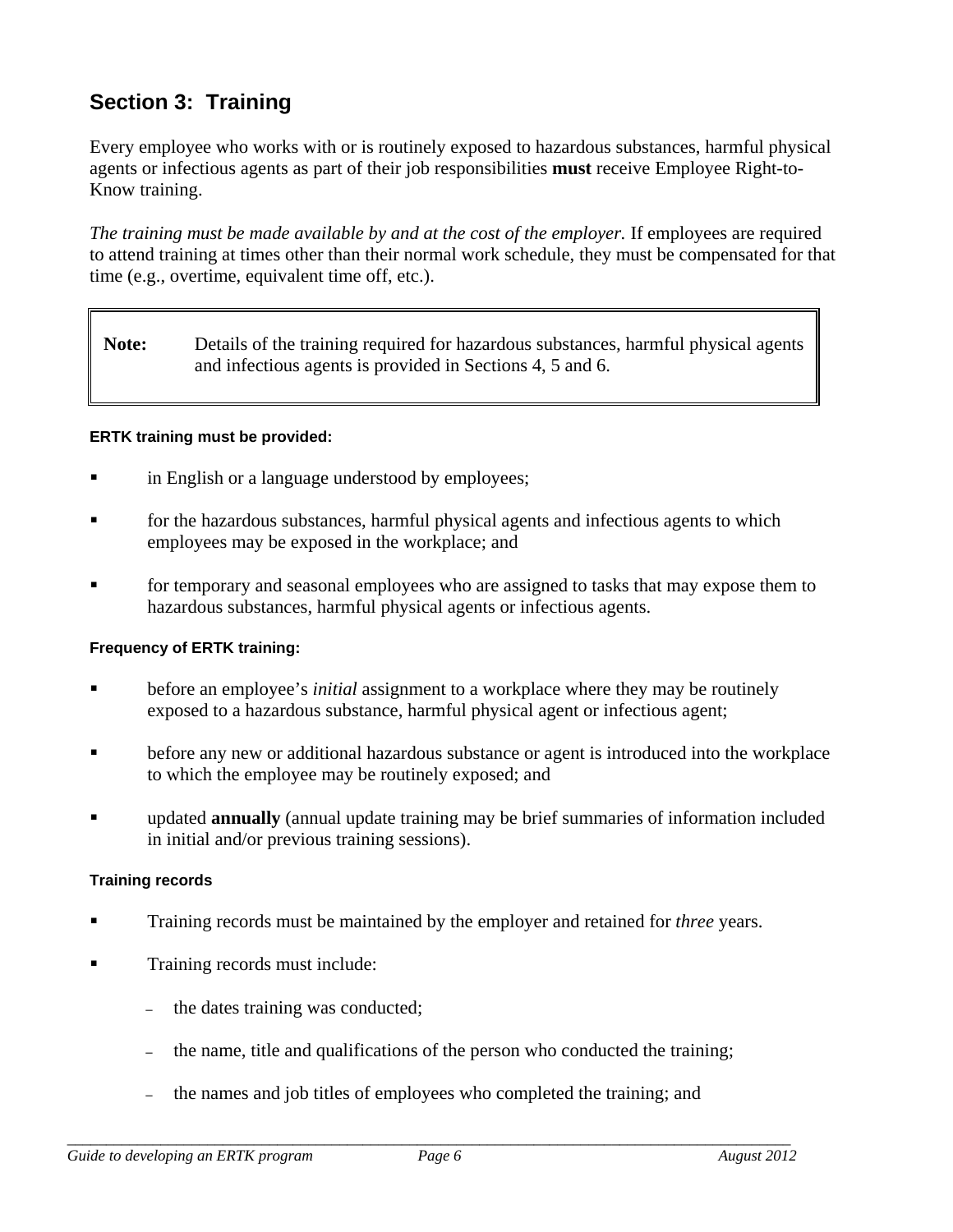## Section 3: Training

Every employee who works with or is routinely exposed to hazardous substances, harmful physical agents or infectious agents as part of their job responsibilities **must** receive Employee Right-to-Know training.

*The training must be made available by and at the cost of the employer.* If employees are required to attend training at times other than their normal work schedule, they must be compensated for that time (e.g., overtime, equivalent time off, etc.).

> **Note:** Details of the training required for hazardous substances, harmful physical agents and infectious agents is provided in Sections 4, 5 and 6.

#### ERTK training must be provided:

- in English or a language understood by employees;
- for the hazardous substances, harmful physical agents and infectious agents to which employees may be exposed in the workplace; and
- for temporary and seasonal employees who are assigned to tasks that may expose them to hazardous substances, harmful physical agents or infectious agents.

#### Frequency of ERTK training:

- before an employee's *initial* assignment to a workplace where they may be routinely exposed to a hazardous substance, harmful physical agent or infectious agent;
- before any new or additional hazardous substance or agent is introduced into the workplace to which the employee may be routinely exposed; and
- updated **annually** (annual update training may be brief summaries of information included in initial and/or previous training sessions).

#### Training records

- Training records must be maintained by the employer and retained for *three* years.
- Training records must include:
  - the dates training was conducted;
  - the name, title and qualifications of the person who conducted the training;
  - the names and job titles of employees who completed the training; and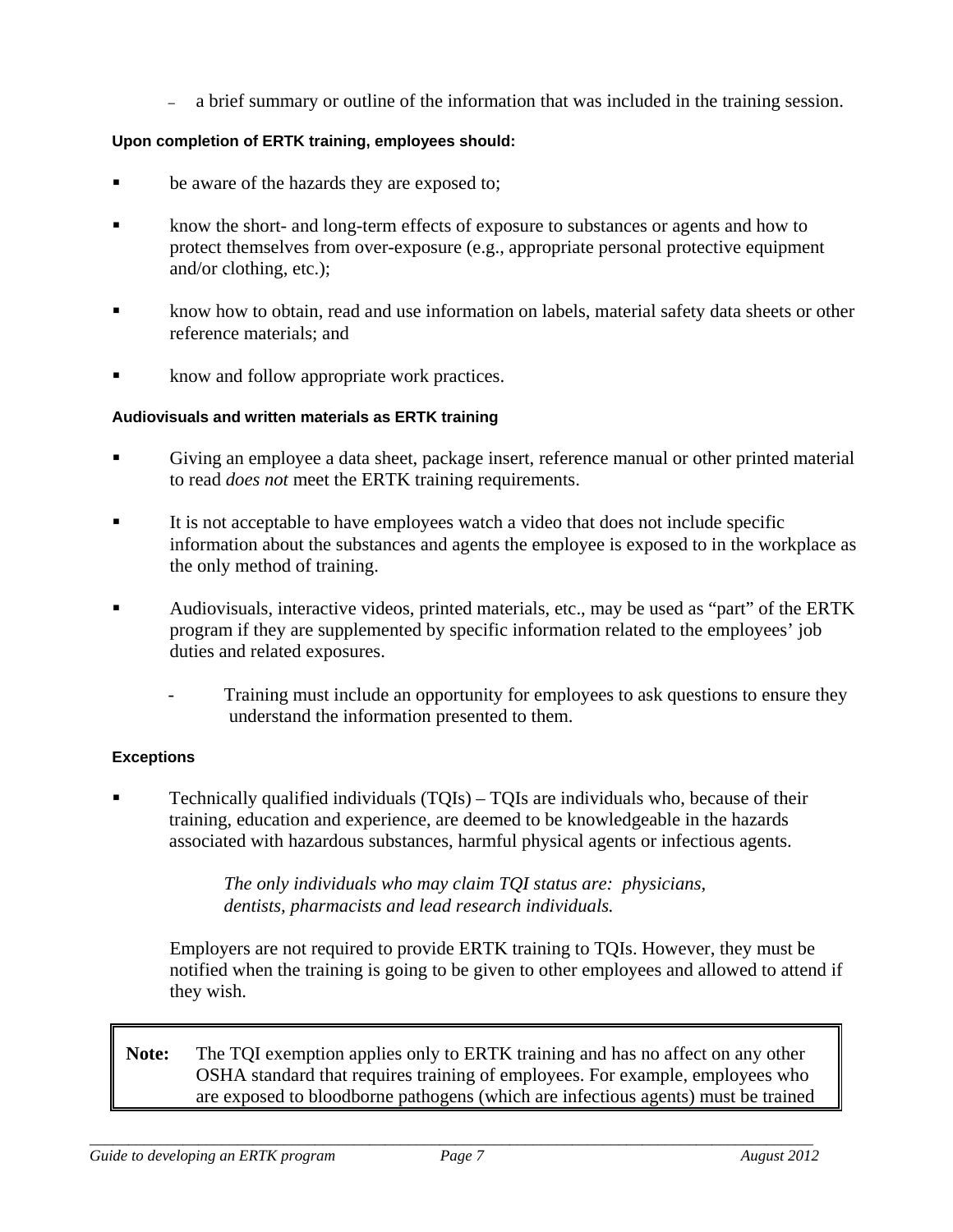- a brief summary or outline of the information that was included in the training session.

**Upon completion of ERTK training, employees should:**

- be aware of the hazards they are exposed to;
- know the short- and long-term effects of exposure to substances or agents and how to protect themselves from over-exposure (e.g., appropriate personal protective equipment and/or clothing, etc.);
- know how to obtain, read and use information on labels, material safety data sheets or other reference materials; and
- know and follow appropriate work practices.

**Audiovisuals and written materials as ERTK training**

- Giving an employee a data sheet, package insert, reference manual or other printed material to read *does not* meet the ERTK training requirements.
- It is not acceptable to have employees watch a video that does not include specific information about the substances and agents the employee is exposed to in the workplace as the only method of training.
- Audiovisuals, interactive videos, printed materials, etc., may be used as "part" of the ERTK program if they are supplemented by specific information related to the employees' job duties and related exposures.
  - Training must include an opportunity for employees to ask questions to ensure they understand the information presented to them.

**Exceptions**

- Technically qualified individuals (TQIs) – TQIs are individuals who, because of their training, education and experience, are deemed to be knowledgeable in the hazards associated with hazardous substances, harmful physical agents or infectious agents.

  *The only individuals who may claim TQI status are: physicians, dentists, pharmacists and lead research individuals.*

  Employers are not required to provide ERTK training to TQIs. However, they must be notified when the training is going to be given to other employees and allowed to attend if they wish.

> **Note:** The TQI exemption applies only to ERTK training and has no affect on any other OSHA standard that requires training of employees. For example, employees who are exposed to bloodborne pathogens (which are infectious agents) must be trained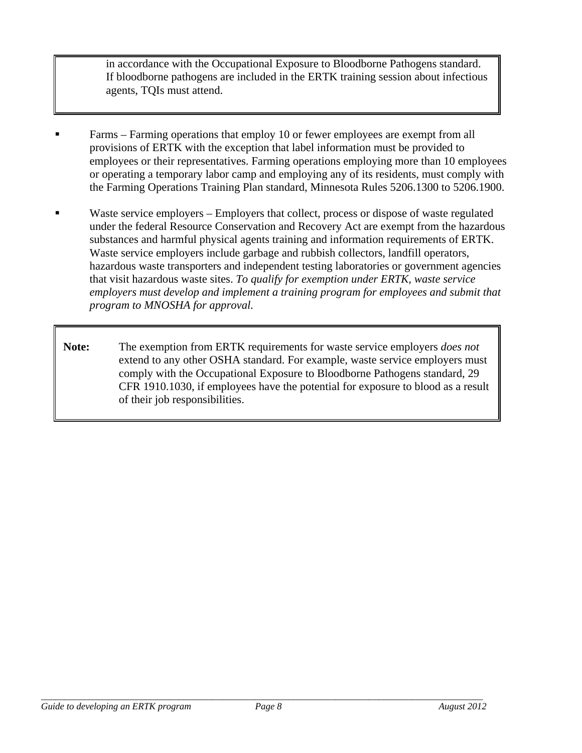> in accordance with the Occupational Exposure to Bloodborne Pathogens standard. If bloodborne pathogens are included in the ERTK training session about infectious agents, TQIs must attend.

- Farms – Farming operations that employ 10 or fewer employees are exempt from all provisions of ERTK with the exception that label information must be provided to employees or their representatives. Farming operations employing more than 10 employees or operating a temporary labor camp and employing any of its residents, must comply with the Farming Operations Training Plan standard, Minnesota Rules 5206.1300 to 5206.1900.

- Waste service employers – Employers that collect, process or dispose of waste regulated under the federal Resource Conservation and Recovery Act are exempt from the hazardous substances and harmful physical agents training and information requirements of ERTK. Waste service employers include garbage and rubbish collectors, landfill operators, hazardous waste transporters and independent testing laboratories or government agencies that visit hazardous waste sites. *To qualify for exemption under ERTK, waste service employers must develop and implement a training program for employees and submit that program to MNOSHA for approval.*

> **Note:** The exemption from ERTK requirements for waste service employers *does not* extend to any other OSHA standard. For example, waste service employers must comply with the Occupational Exposure to Bloodborne Pathogens standard, 29 CFR 1910.1030, if employees have the potential for exposure to blood as a result of their job responsibilities.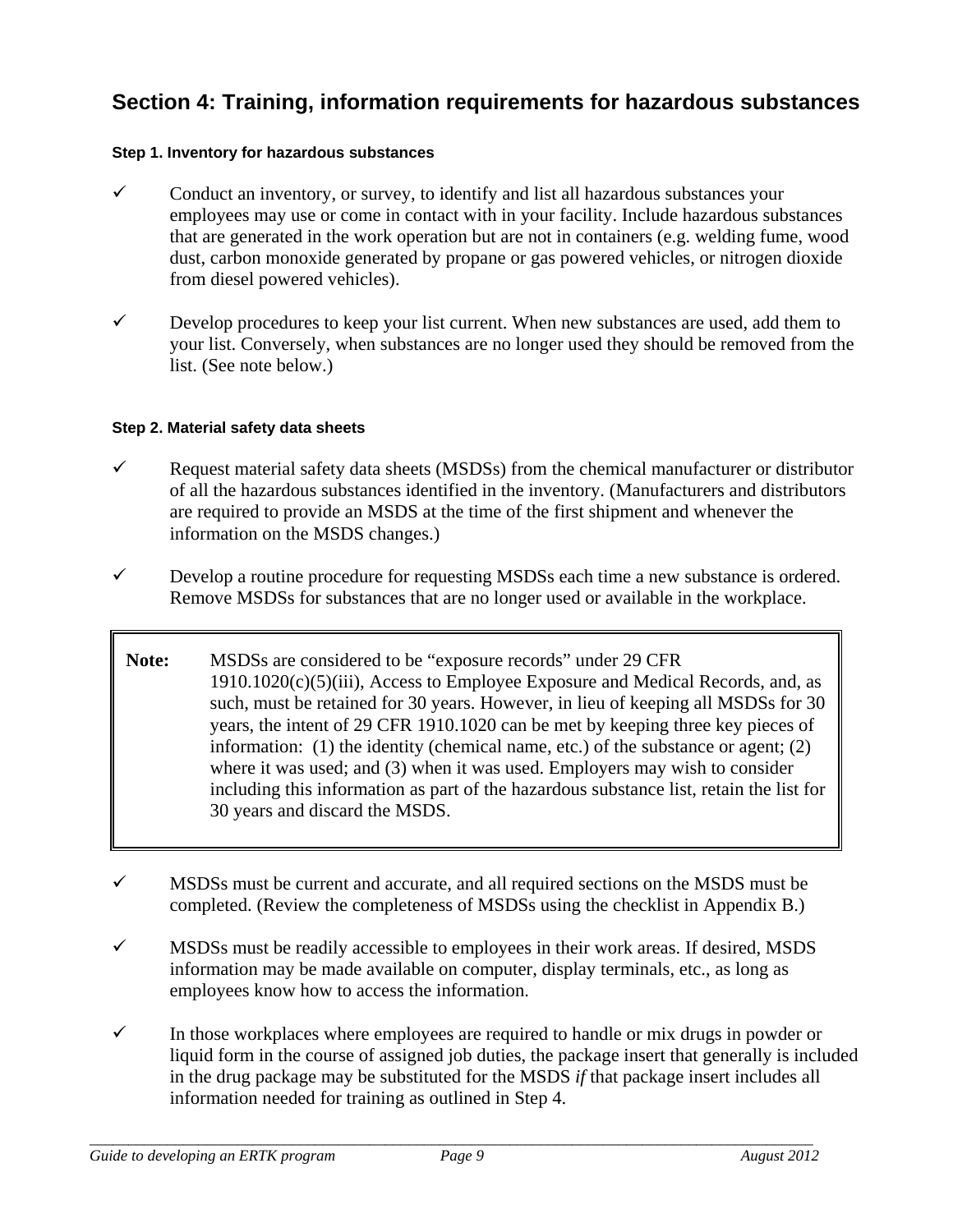## Section 4: Training, information requirements for hazardous substances

#### Step 1. Inventory for hazardous substances

- ✓ Conduct an inventory, or survey, to identify and list all hazardous substances your employees may use or come in contact with in your facility. Include hazardous substances that are generated in the work operation but are not in containers (e.g. welding fume, wood dust, carbon monoxide generated by propane or gas powered vehicles, or nitrogen dioxide from diesel powered vehicles).

- ✓ Develop procedures to keep your list current. When new substances are used, add them to your list. Conversely, when substances are no longer used they should be removed from the list. (See note below.)

#### Step 2. Material safety data sheets

- ✓ Request material safety data sheets (MSDSs) from the chemical manufacturer or distributor of all the hazardous substances identified in the inventory. (Manufacturers and distributors are required to provide an MSDS at the time of the first shipment and whenever the information on the MSDS changes.)

- ✓ Develop a routine procedure for requesting MSDSs each time a new substance is ordered. Remove MSDSs for substances that are no longer used or available in the workplace.

> **Note:** MSDSs are considered to be "exposure records" under 29 CFR 1910.1020(c)(5)(iii), Access to Employee Exposure and Medical Records, and, as such, must be retained for 30 years. However, in lieu of keeping all MSDSs for 30 years, the intent of 29 CFR 1910.1020 can be met by keeping three key pieces of information: (1) the identity (chemical name, etc.) of the substance or agent; (2) where it was used; and (3) when it was used. Employers may wish to consider including this information as part of the hazardous substance list, retain the list for 30 years and discard the MSDS.

- ✓ MSDSs must be current and accurate, and all required sections on the MSDS must be completed. (Review the completeness of MSDSs using the checklist in Appendix B.)

- ✓ MSDSs must be readily accessible to employees in their work areas. If desired, MSDS information may be made available on computer, display terminals, etc., as long as employees know how to access the information.

- ✓ In those workplaces where employees are required to handle or mix drugs in powder or liquid form in the course of assigned job duties, the package insert that generally is included in the drug package may be substituted for the MSDS *if* that package insert includes all information needed for training as outlined in Step 4.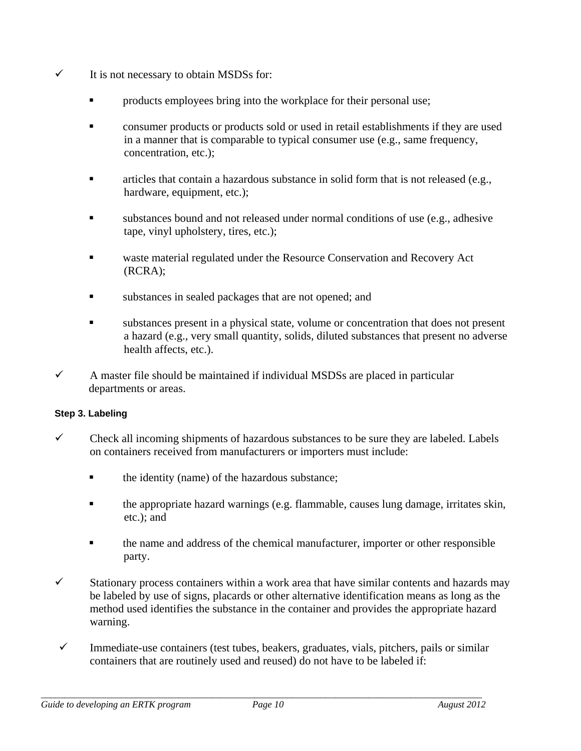- ✓ It is not necessary to obtain MSDSs for:

  - products employees bring into the workplace for their personal use;
  - consumer products or products sold or used in retail establishments if they are used in a manner that is comparable to typical consumer use (e.g., same frequency, concentration, etc.);
  - articles that contain a hazardous substance in solid form that is not released (e.g., hardware, equipment, etc.);
  - substances bound and not released under normal conditions of use (e.g., adhesive tape, vinyl upholstery, tires, etc.);
  - waste material regulated under the Resource Conservation and Recovery Act (RCRA);
  - substances in sealed packages that are not opened; and
  - substances present in a physical state, volume or concentration that does not present a hazard (e.g., very small quantity, solids, diluted substances that present no adverse health affects, etc.).

- ✓ A master file should be maintained if individual MSDSs are placed in particular departments or areas.

**Step 3. Labeling**

- ✓ Check all incoming shipments of hazardous substances to be sure they are labeled. Labels on containers received from manufacturers or importers must include:

  - the identity (name) of the hazardous substance;
  - the appropriate hazard warnings (e.g. flammable, causes lung damage, irritates skin, etc.); and
  - the name and address of the chemical manufacturer, importer or other responsible party.

- ✓ Stationary process containers within a work area that have similar contents and hazards may be labeled by use of signs, placards or other alternative identification means as long as the method used identifies the substance in the container and provides the appropriate hazard warning.

- ✓ Immediate-use containers (test tubes, beakers, graduates, vials, pitchers, pails or similar containers that are routinely used and reused) do not have to be labeled if: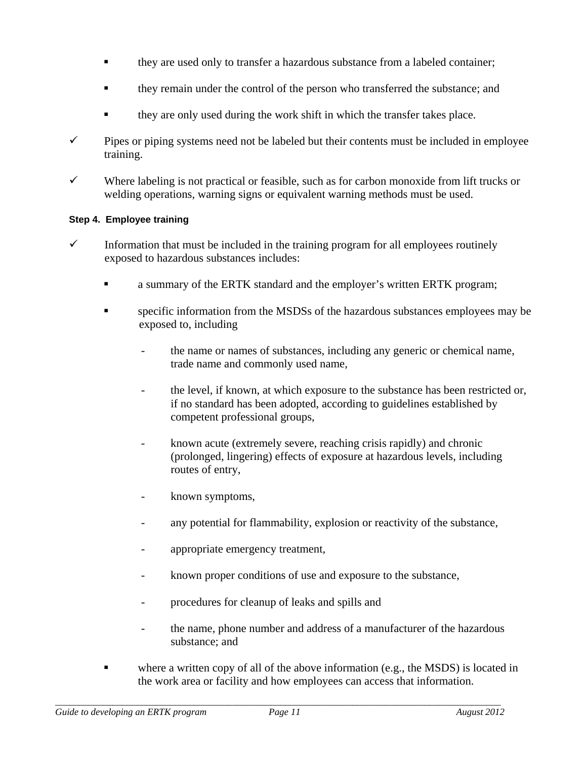- they are used only to transfer a hazardous substance from a labeled container;
- they remain under the control of the person who transferred the substance; and
- they are only used during the work shift in which the transfer takes place.

✓ Pipes or piping systems need not be labeled but their contents must be included in employee training.

✓ Where labeling is not practical or feasible, such as for carbon monoxide from lift trucks or welding operations, warning signs or equivalent warning methods must be used.

#### Step 4. Employee training

✓ Information that must be included in the training program for all employees routinely exposed to hazardous substances includes:

- a summary of the ERTK standard and the employer's written ERTK program;
- specific information from the MSDSs of the hazardous substances employees may be exposed to, including
  - the name or names of substances, including any generic or chemical name, trade name and commonly used name,
  - the level, if known, at which exposure to the substance has been restricted or, if no standard has been adopted, according to guidelines established by competent professional groups,
  - known acute (extremely severe, reaching crisis rapidly) and chronic (prolonged, lingering) effects of exposure at hazardous levels, including routes of entry,
  - known symptoms,
  - any potential for flammability, explosion or reactivity of the substance,
  - appropriate emergency treatment,
  - known proper conditions of use and exposure to the substance,
  - procedures for cleanup of leaks and spills and
  - the name, phone number and address of a manufacturer of the hazardous substance; and
- where a written copy of all of the above information (e.g., the MSDS) is located in the work area or facility and how employees can access that information.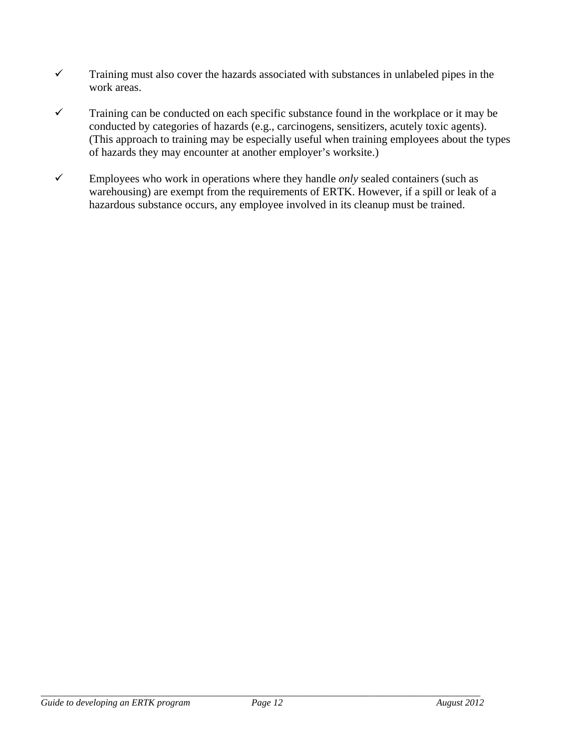- ✓ Training must also cover the hazards associated with substances in unlabeled pipes in the work areas.

- ✓ Training can be conducted on each specific substance found in the workplace or it may be conducted by categories of hazards (e.g., carcinogens, sensitizers, acutely toxic agents). (This approach to training may be especially useful when training employees about the types of hazards they may encounter at another employer's worksite.)

- ✓ Employees who work in operations where they handle *only* sealed containers (such as warehousing) are exempt from the requirements of ERTK. However, if a spill or leak of a hazardous substance occurs, any employee involved in its cleanup must be trained.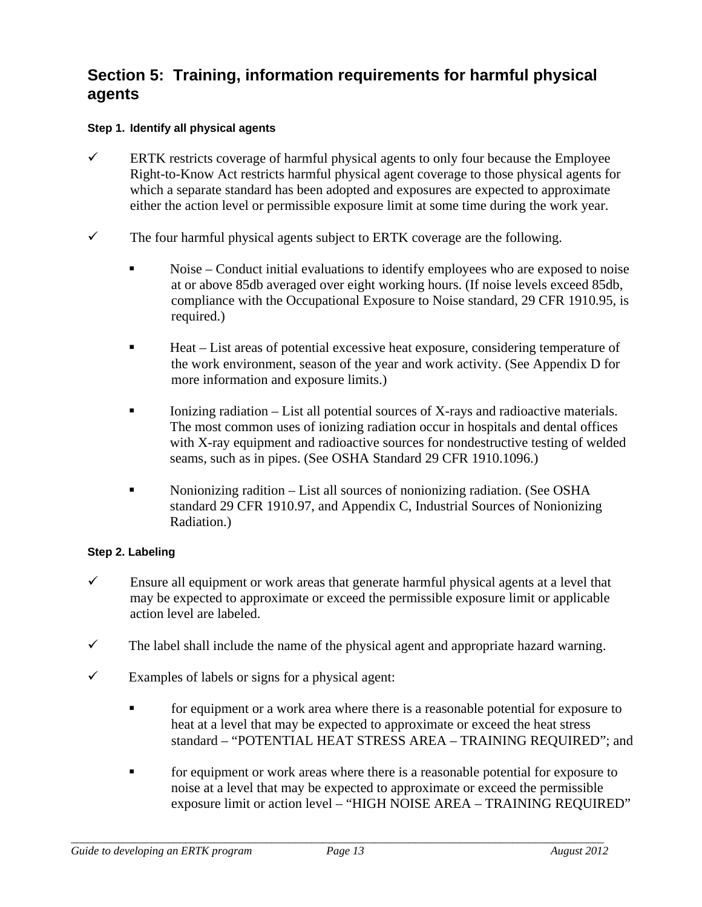## Section 5: Training, information requirements for harmful physical agents

### Step 1. Identify all physical agents

- ✓ ERTK restricts coverage of harmful physical agents to only four because the Employee Right-to-Know Act restricts harmful physical agent coverage to those physical agents for which a separate standard has been adopted and exposures are expected to approximate either the action level or permissible exposure limit at some time during the work year.

- ✓ The four harmful physical agents subject to ERTK coverage are the following.

  - Noise – Conduct initial evaluations to identify employees who are exposed to noise at or above 85db averaged over eight working hours. (If noise levels exceed 85db, compliance with the Occupational Exposure to Noise standard, 29 CFR 1910.95, is required.)

  - Heat – List areas of potential excessive heat exposure, considering temperature of the work environment, season of the year and work activity. (See Appendix D for more information and exposure limits.)

  - Ionizing radiation – List all potential sources of X-rays and radioactive materials. The most common uses of ionizing radiation occur in hospitals and dental offices with X-ray equipment and radioactive sources for nondestructive testing of welded seams, such as in pipes. (See OSHA Standard 29 CFR 1910.1096.)

  - Nonionizing radition – List all sources of nonionizing radiation. (See OSHA standard 29 CFR 1910.97, and Appendix C, Industrial Sources of Nonionizing Radiation.)

### Step 2. Labeling

- ✓ Ensure all equipment or work areas that generate harmful physical agents at a level that may be expected to approximate or exceed the permissible exposure limit or applicable action level are labeled.

- ✓ The label shall include the name of the physical agent and appropriate hazard warning.

- ✓ Examples of labels or signs for a physical agent:

  - for equipment or a work area where there is a reasonable potential for exposure to heat at a level that may be expected to approximate or exceed the heat stress standard – "POTENTIAL HEAT STRESS AREA – TRAINING REQUIRED"; and

  - for equipment or work areas where there is a reasonable potential for exposure to noise at a level that may be expected to approximate or exceed the permissible exposure limit or action level – "HIGH NOISE AREA – TRAINING REQUIRED"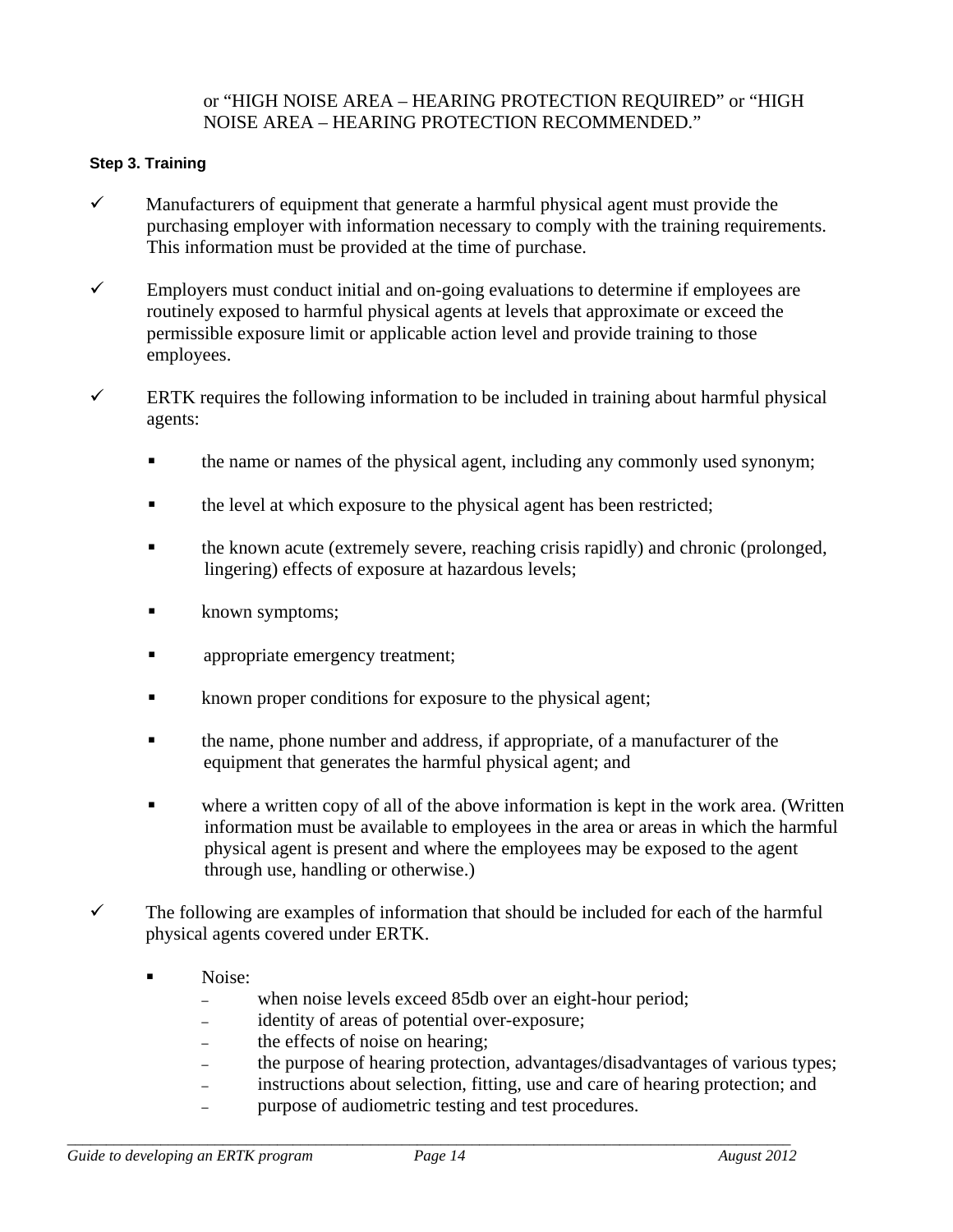or "HIGH NOISE AREA – HEARING PROTECTION REQUIRED" or "HIGH NOISE AREA – HEARING PROTECTION RECOMMENDED."

#### Step 3. Training

- ✓ Manufacturers of equipment that generate a harmful physical agent must provide the purchasing employer with information necessary to comply with the training requirements. This information must be provided at the time of purchase.

- ✓ Employers must conduct initial and on-going evaluations to determine if employees are routinely exposed to harmful physical agents at levels that approximate or exceed the permissible exposure limit or applicable action level and provide training to those employees.

- ✓ ERTK requires the following information to be included in training about harmful physical agents:

  - the name or names of the physical agent, including any commonly used synonym;
  - the level at which exposure to the physical agent has been restricted;
  - the known acute (extremely severe, reaching crisis rapidly) and chronic (prolonged, lingering) effects of exposure at hazardous levels;
  - known symptoms;
  - appropriate emergency treatment;
  - known proper conditions for exposure to the physical agent;
  - the name, phone number and address, if appropriate, of a manufacturer of the equipment that generates the harmful physical agent; and
  - where a written copy of all of the above information is kept in the work area. (Written information must be available to employees in the area or areas in which the harmful physical agent is present and where the employees may be exposed to the agent through use, handling or otherwise.)

- ✓ The following are examples of information that should be included for each of the harmful physical agents covered under ERTK.

  - Noise:
    - when noise levels exceed 85db over an eight-hour period;
    - identity of areas of potential over-exposure;
    - the effects of noise on hearing;
    - the purpose of hearing protection, advantages/disadvantages of various types;
    - instructions about selection, fitting, use and care of hearing protection; and
    - purpose of audiometric testing and test procedures.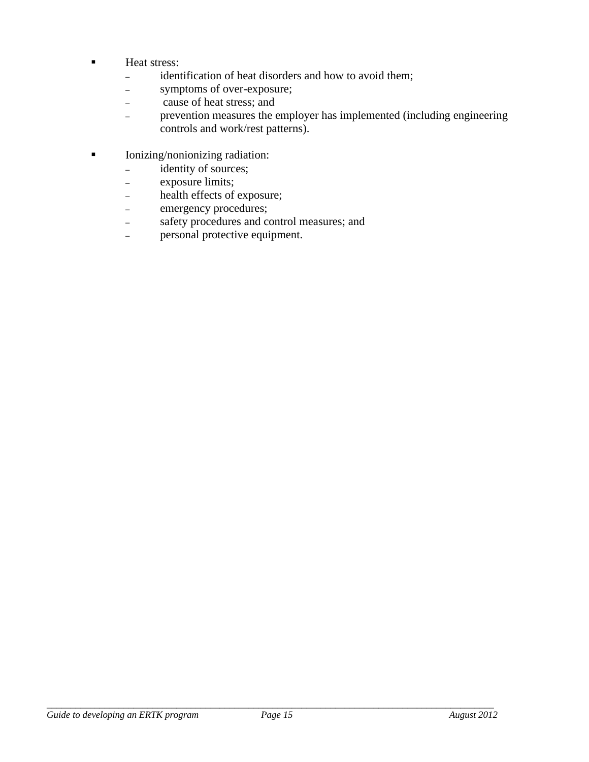- Heat stress:
  - identification of heat disorders and how to avoid them;
  - symptoms of over-exposure;
  - cause of heat stress; and
  - prevention measures the employer has implemented (including engineering controls and work/rest patterns).

- Ionizing/nonionizing radiation:
  - identity of sources;
  - exposure limits;
  - health effects of exposure;
  - emergency procedures;
  - safety procedures and control measures; and
  - personal protective equipment.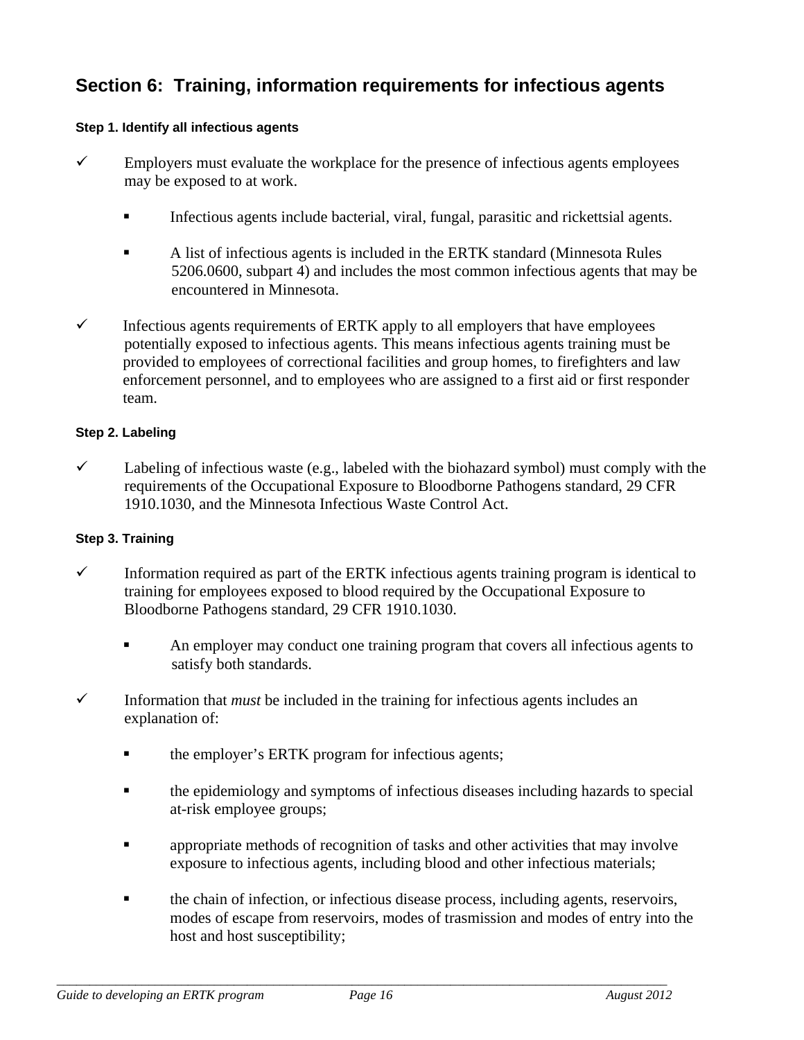## Section 6: Training, information requirements for infectious agents

#### Step 1. Identify all infectious agents

- ✓ Employers must evaluate the workplace for the presence of infectious agents employees may be exposed to at work.
  - Infectious agents include bacterial, viral, fungal, parasitic and rickettsial agents.
  - A list of infectious agents is included in the ERTK standard (Minnesota Rules 5206.0600, subpart 4) and includes the most common infectious agents that may be encountered in Minnesota.
- ✓ Infectious agents requirements of ERTK apply to all employers that have employees potentially exposed to infectious agents. This means infectious agents training must be provided to employees of correctional facilities and group homes, to firefighters and law enforcement personnel, and to employees who are assigned to a first aid or first responder team.

#### Step 2. Labeling

- ✓ Labeling of infectious waste (e.g., labeled with the biohazard symbol) must comply with the requirements of the Occupational Exposure to Bloodborne Pathogens standard, 29 CFR 1910.1030, and the Minnesota Infectious Waste Control Act.

#### Step 3. Training

- ✓ Information required as part of the ERTK infectious agents training program is identical to training for employees exposed to blood required by the Occupational Exposure to Bloodborne Pathogens standard, 29 CFR 1910.1030.
  - An employer may conduct one training program that covers all infectious agents to satisfy both standards.
- ✓ Information that *must* be included in the training for infectious agents includes an explanation of:
  - the employer's ERTK program for infectious agents;
  - the epidemiology and symptoms of infectious diseases including hazards to special at-risk employee groups;
  - appropriate methods of recognition of tasks and other activities that may involve exposure to infectious agents, including blood and other infectious materials;
  - the chain of infection, or infectious disease process, including agents, reservoirs, modes of escape from reservoirs, modes of trasmission and modes of entry into the host and host susceptibility;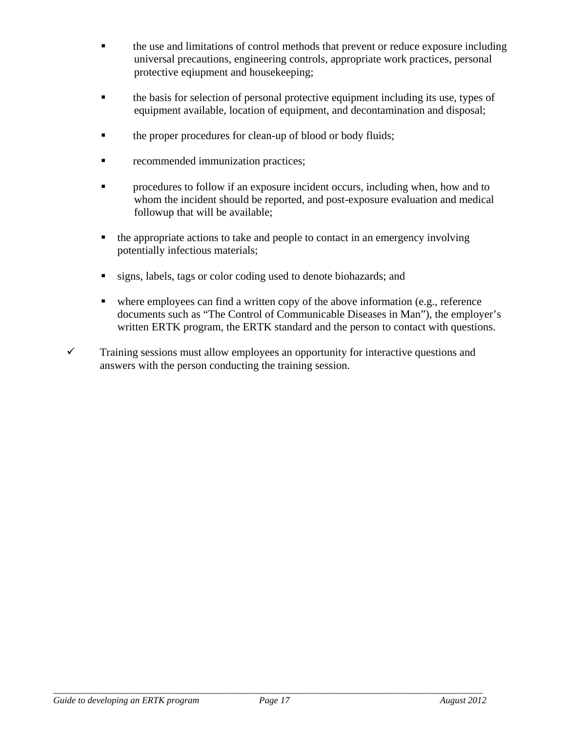- the use and limitations of control methods that prevent or reduce exposure including universal precautions, engineering controls, appropriate work practices, personal protective eqiupment and housekeeping;

- the basis for selection of personal protective equipment including its use, types of equipment available, location of equipment, and decontamination and disposal;

- the proper procedures for clean-up of blood or body fluids;

- recommended immunization practices;

- procedures to follow if an exposure incident occurs, including when, how and to whom the incident should be reported, and post-exposure evaluation and medical followup that will be available;

- the appropriate actions to take and people to contact in an emergency involving potentially infectious materials;

- signs, labels, tags or color coding used to denote biohazards; and

- where employees can find a written copy of the above information (e.g., reference documents such as “The Control of Communicable Diseases in Man”), the employer’s written ERTK program, the ERTK standard and the person to contact with questions.

✓ Training sessions must allow employees an opportunity for interactive questions and answers with the person conducting the training session.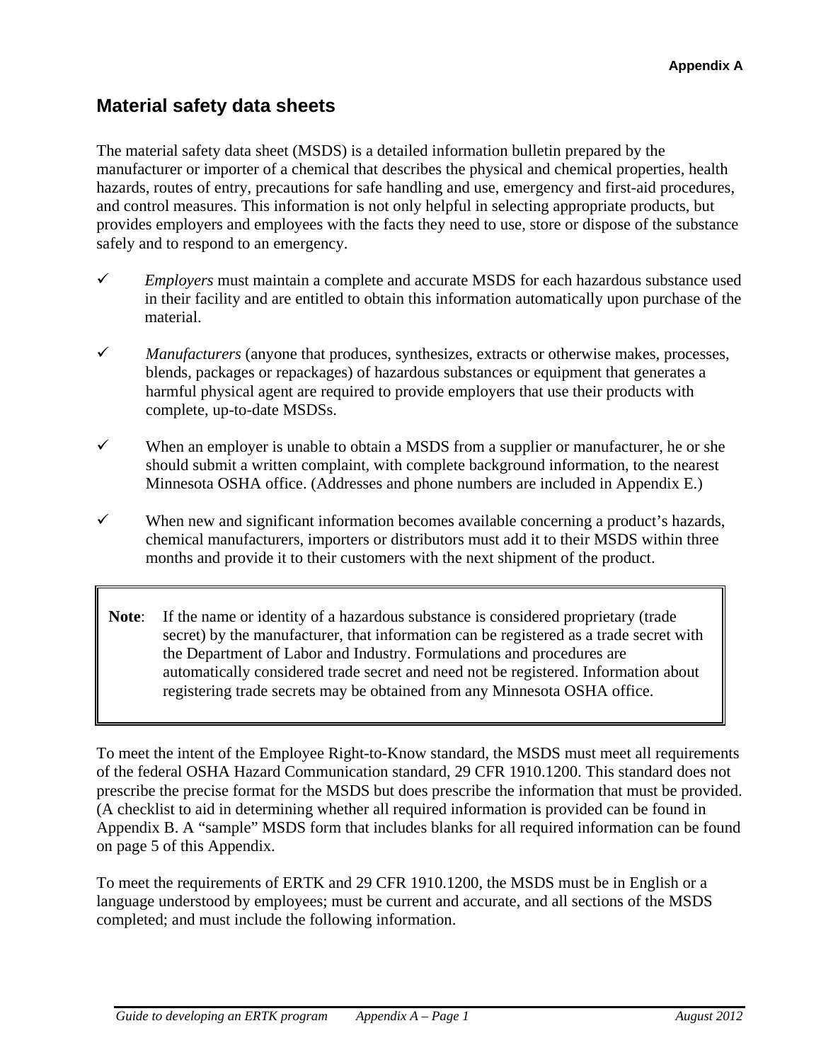**Appendix A**

## Material safety data sheets

The material safety data sheet (MSDS) is a detailed information bulletin prepared by the manufacturer or importer of a chemical that describes the physical and chemical properties, health hazards, routes of entry, precautions for safe handling and use, emergency and first-aid procedures, and control measures. This information is not only helpful in selecting appropriate products, but provides employers and employees with the facts they need to use, store or dispose of the substance safely and to respond to an emergency.

- ✓ *Employers* must maintain a complete and accurate MSDS for each hazardous substance used in their facility and are entitled to obtain this information automatically upon purchase of the material.
- ✓ *Manufacturers* (anyone that produces, synthesizes, extracts or otherwise makes, processes, blends, packages or repackages) of hazardous substances or equipment that generates a harmful physical agent are required to provide employers that use their products with complete, up-to-date MSDSs.
- ✓ When an employer is unable to obtain a MSDS from a supplier or manufacturer, he or she should submit a written complaint, with complete background information, to the nearest Minnesota OSHA office. (Addresses and phone numbers are included in Appendix E.)
- ✓ When new and significant information becomes available concerning a product's hazards, chemical manufacturers, importers or distributors must add it to their MSDS within three months and provide it to their customers with the next shipment of the product.

> **Note**: If the name or identity of a hazardous substance is considered proprietary (trade secret) by the manufacturer, that information can be registered as a trade secret with the Department of Labor and Industry. Formulations and procedures are automatically considered trade secret and need not be registered. Information about registering trade secrets may be obtained from any Minnesota OSHA office.

To meet the intent of the Employee Right-to-Know standard, the MSDS must meet all requirements of the federal OSHA Hazard Communication standard, 29 CFR 1910.1200. This standard does not prescribe the precise format for the MSDS but does prescribe the information that must be provided. (A checklist to aid in determining whether all required information is provided can be found in Appendix B. A "sample" MSDS form that includes blanks for all required information can be found on page 5 of this Appendix.

To meet the requirements of ERTK and 29 CFR 1910.1200, the MSDS must be in English or a language understood by employees; must be current and accurate, and all sections of the MSDS completed; and must include the following information.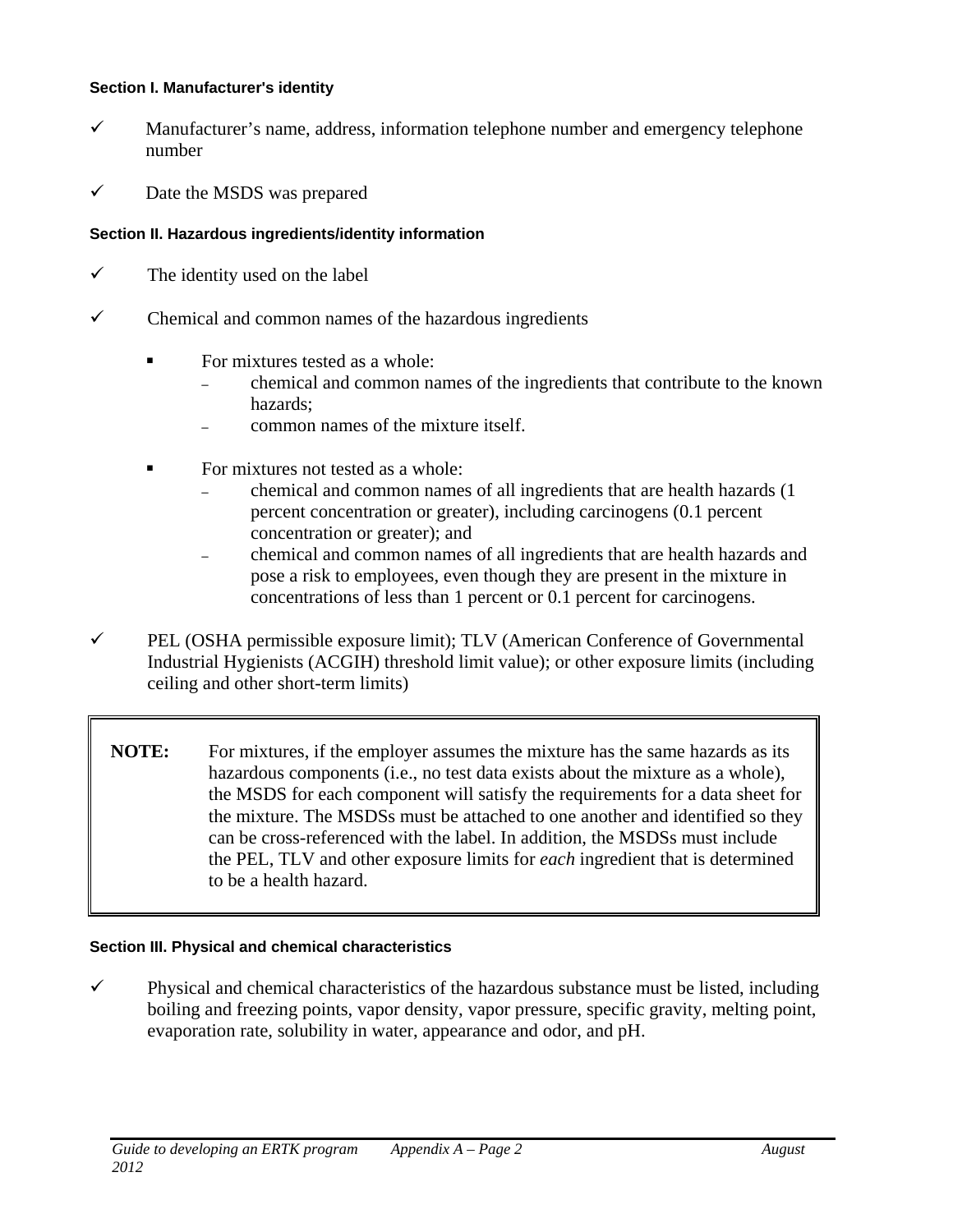**Section I. Manufacturer's identity**

- ✓ Manufacturer's name, address, information telephone number and emergency telephone number
- ✓ Date the MSDS was prepared

**Section II. Hazardous ingredients/identity information**

- ✓ The identity used on the label
- ✓ Chemical and common names of the hazardous ingredients
  - For mixtures tested as a whole:
    - chemical and common names of the ingredients that contribute to the known hazards;
    - common names of the mixture itself.
  - For mixtures not tested as a whole:
    - chemical and common names of all ingredients that are health hazards (1 percent concentration or greater), including carcinogens (0.1 percent concentration or greater); and
    - chemical and common names of all ingredients that are health hazards and pose a risk to employees, even though they are present in the mixture in concentrations of less than 1 percent or 0.1 percent for carcinogens.
- ✓ PEL (OSHA permissible exposure limit); TLV (American Conference of Governmental Industrial Hygienists (ACGIH) threshold limit value); or other exposure limits (including ceiling and other short-term limits)

> **NOTE:** For mixtures, if the employer assumes the mixture has the same hazards as its hazardous components (i.e., no test data exists about the mixture as a whole), the MSDS for each component will satisfy the requirements for a data sheet for the mixture. The MSDSs must be attached to one another and identified so they can be cross-referenced with the label. In addition, the MSDSs must include the PEL, TLV and other exposure limits for *each* ingredient that is determined to be a health hazard.

**Section III. Physical and chemical characteristics**

- ✓ Physical and chemical characteristics of the hazardous substance must be listed, including boiling and freezing points, vapor density, vapor pressure, specific gravity, melting point, evaporation rate, solubility in water, appearance and odor, and pH.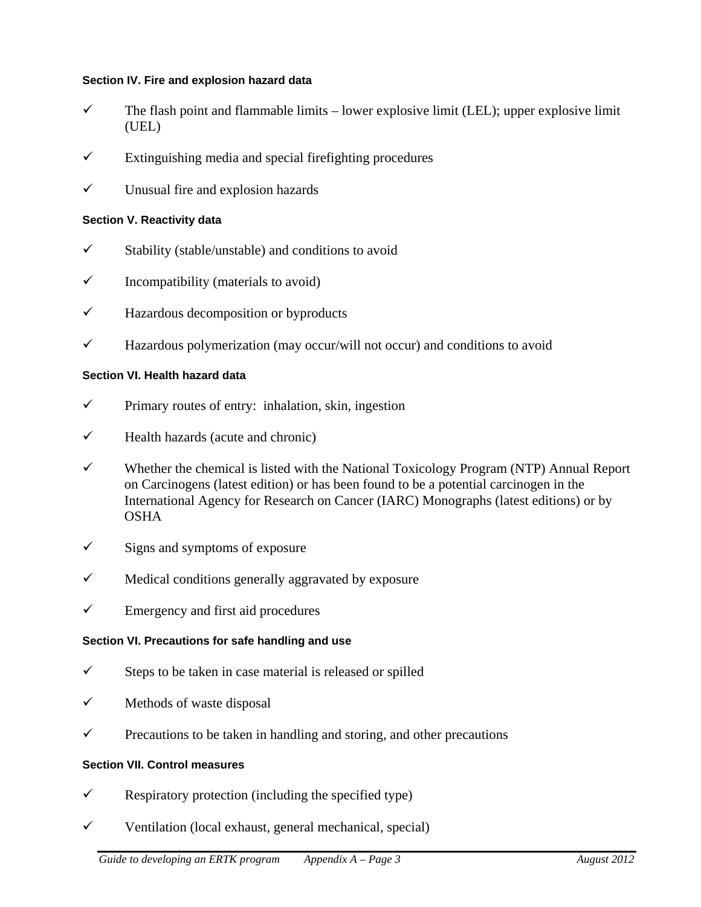#### Section IV. Fire and explosion hazard data

- ✓ The flash point and flammable limits – lower explosive limit (LEL); upper explosive limit (UEL)
- ✓ Extinguishing media and special firefighting procedures
- ✓ Unusual fire and explosion hazards

#### Section V. Reactivity data

- ✓ Stability (stable/unstable) and conditions to avoid
- ✓ Incompatibility (materials to avoid)
- ✓ Hazardous decomposition or byproducts
- ✓ Hazardous polymerization (may occur/will not occur) and conditions to avoid

#### Section VI. Health hazard data

- ✓ Primary routes of entry: inhalation, skin, ingestion
- ✓ Health hazards (acute and chronic)
- ✓ Whether the chemical is listed with the National Toxicology Program (NTP) Annual Report on Carcinogens (latest edition) or has been found to be a potential carcinogen in the International Agency for Research on Cancer (IARC) Monographs (latest editions) or by OSHA
- ✓ Signs and symptoms of exposure
- ✓ Medical conditions generally aggravated by exposure
- ✓ Emergency and first aid procedures

#### Section VI. Precautions for safe handling and use

- ✓ Steps to be taken in case material is released or spilled
- ✓ Methods of waste disposal
- ✓ Precautions to be taken in handling and storing, and other precautions

#### Section VII. Control measures

- ✓ Respiratory protection (including the specified type)
- ✓ Ventilation (local exhaust, general mechanical, special)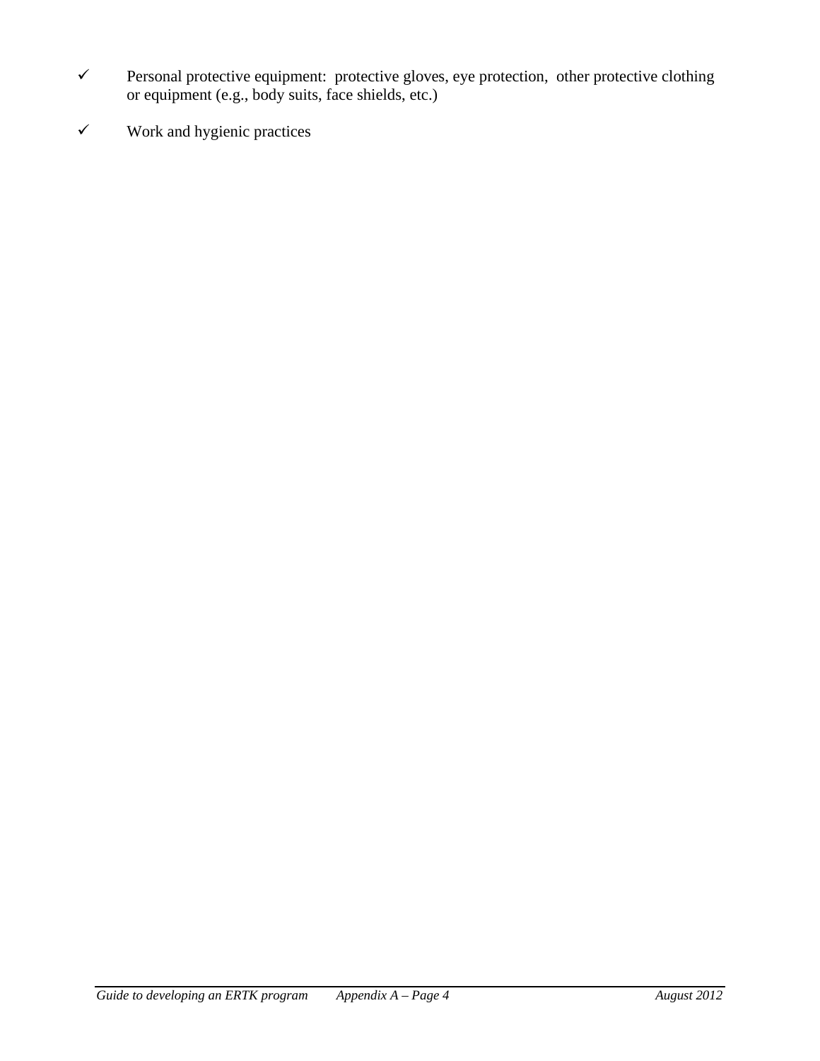- ✓ Personal protective equipment: protective gloves, eye protection, other protective clothing or equipment (e.g., body suits, face shields, etc.)
- ✓ Work and hygienic practices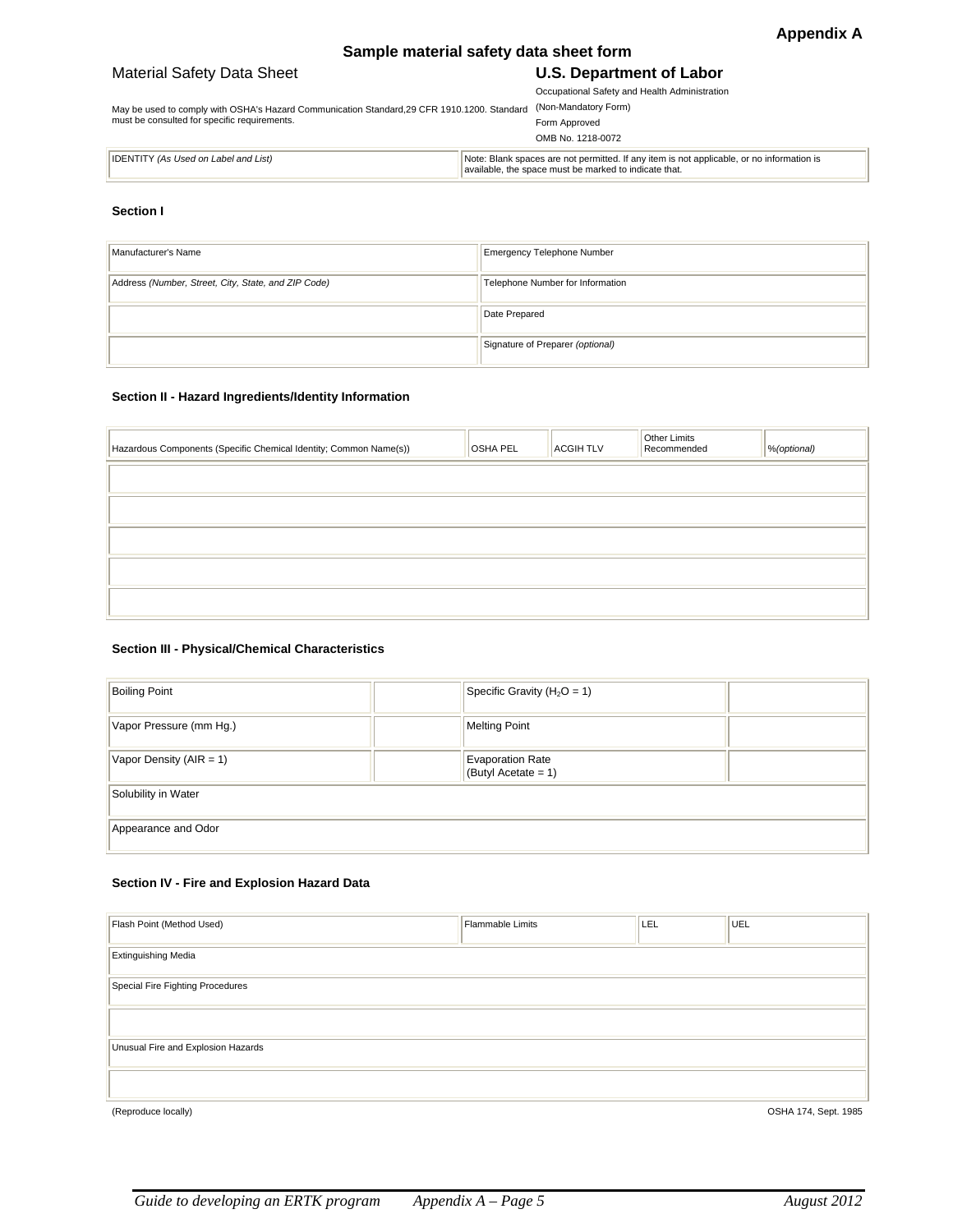**Appendix A**

## Sample material safety data sheet form

| Material Safety Data Sheet | **U.S. Department of Labor** |
|---|---|
| May be used to comply with OSHA's Hazard Communication Standard,29 CFR 1910.1200. Standard must be consulted for specific requirements. | Occupational Safety and Health Administration (Non-Mandatory Form) Form Approved OMB No. 1218-0072 |

| IDENTITY *(As Used on Label and List)* | Note: Blank spaces are not permitted. If any item is not applicable, or no information is available, the space must be marked to indicate that. |
|---|---|

### Section I

| Manufacturer's Name | Emergency Telephone Number |
|---|---|
| Address *(Number, Street, City, State, and ZIP Code)* | Telephone Number for Information |
| | Date Prepared |
| | Signature of Preparer *(optional)* |

### Section II - Hazard Ingredients/Identity Information

| Hazardous Components (Specific Chemical Identity; Common Name(s)) | OSHA PEL | ACGIH TLV | Other Limits Recommended | %*(optional)* |
|---|---|---|---|---|
| | | | | |
| | | | | |
| | | | | |
| | | | | |
| | | | | |

### Section III - Physical/Chemical Characteristics

| Boiling Point | | Specific Gravity ($H_2O$ = 1) | |
|---|---|---|---|
| Vapor Pressure (mm Hg.) | | Melting Point | |
| Vapor Density (AIR = 1) | | Evaporation Rate (Butyl Acetate = 1) | |
| Solubility in Water | | | |
| Appearance and Odor | | | |

### Section IV - Fire and Explosion Hazard Data

| Flash Point (Method Used) | Flammable Limits | LEL | UEL |
|---|---|---|---|
| Extinguishing Media | | | |
| Special Fire Fighting Procedures | | | |
| | | | |
| Unusual Fire and Explosion Hazards | | | |
| | | | |

(Reproduce locally) OSHA 174, Sept. 1985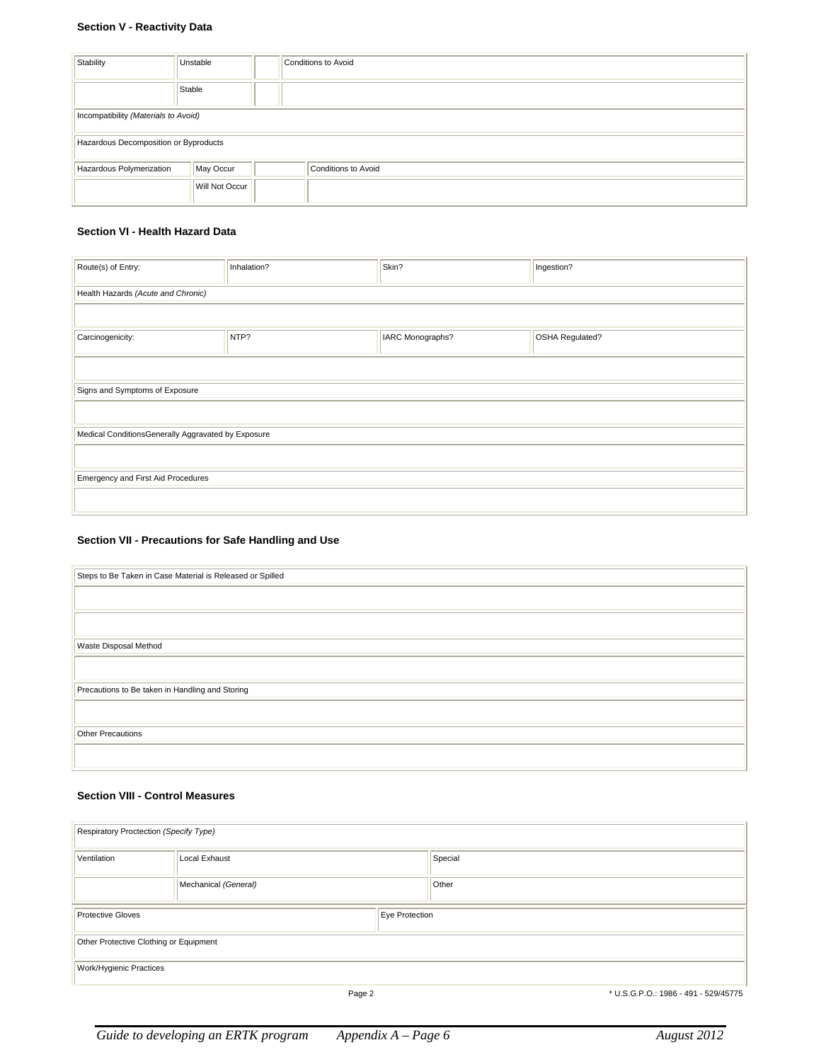### Section V - Reactivity Data

| Stability | Unstable | | Conditions to Avoid |
|---|---|---|---|
| | Stable | | |
| Incompatibility *(Materials to Avoid)* | | | |
| Hazardous Decomposition or Byproducts | | | |

| Hazardous Polymerization | May Occur | | Conditions to Avoid |
|---|---|---|---|
| | Will Not Occur | | |

### Section VI - Health Hazard Data

| Route(s) of Entry: | Inhalation? | Skin? | Ingestion? |
|---|---|---|---|
| Health Hazards *(Acute and Chronic)* | | | |
| | | | |
| Carcinogenicity: | NTP? | IARC Monographs? | OSHA Regulated? |
| | | | |
| Signs and Symptoms of Exposure | | | |
| | | | |
| Medical ConditionsGenerally Aggravated by Exposure | | | |
| | | | |
| Emergency and First Aid Procedures | | | |
| | | | |

### Section VII - Precautions for Safe Handling and Use

| Steps to Be Taken in Case Material is Released or Spilled |
|---|
| |
| |
| Waste Disposal Method |
| |
| Precautions to Be taken in Handling and Storing |
| |
| Other Precautions |
| |

### Section VIII - Control Measures

| Respiratory Proctection *(Specify Type)* | | |
|---|---|---|
| Ventilation | Local Exhaust | Special |
| | Mechanical *(General)* | Other |

| Protective Gloves | Eye Protection |
|---|---|
| Other Protective Clothing or Equipment | |
| Work/Hygienic Practices | |

\* U.S.G.P.O.: 1986 - 491 - 529/45775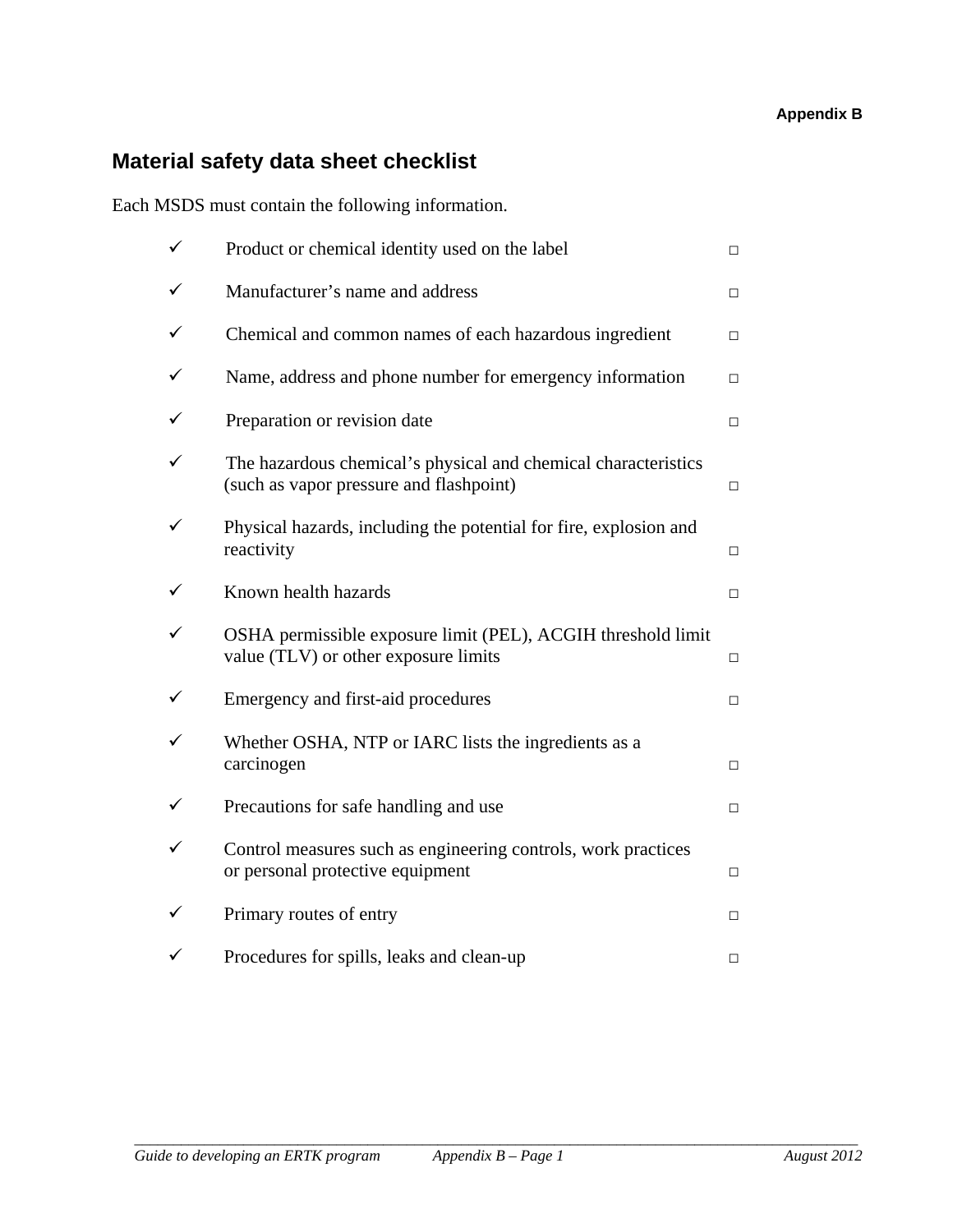Appendix B

## Material safety data sheet checklist

Each MSDS must contain the following information.

- ✓ Product or chemical identity used on the label □
- ✓ Manufacturer's name and address □
- ✓ Chemical and common names of each hazardous ingredient □
- ✓ Name, address and phone number for emergency information □
- ✓ Preparation or revision date □
- ✓ The hazardous chemical's physical and chemical characteristics (such as vapor pressure and flashpoint) □
- ✓ Physical hazards, including the potential for fire, explosion and reactivity □
- ✓ Known health hazards □
- ✓ OSHA permissible exposure limit (PEL), ACGIH threshold limit value (TLV) or other exposure limits □
- ✓ Emergency and first-aid procedures □
- ✓ Whether OSHA, NTP or IARC lists the ingredients as a carcinogen □
- ✓ Precautions for safe handling and use □
- ✓ Control measures such as engineering controls, work practices or personal protective equipment □
- ✓ Primary routes of entry □
- ✓ Procedures for spills, leaks and clean-up □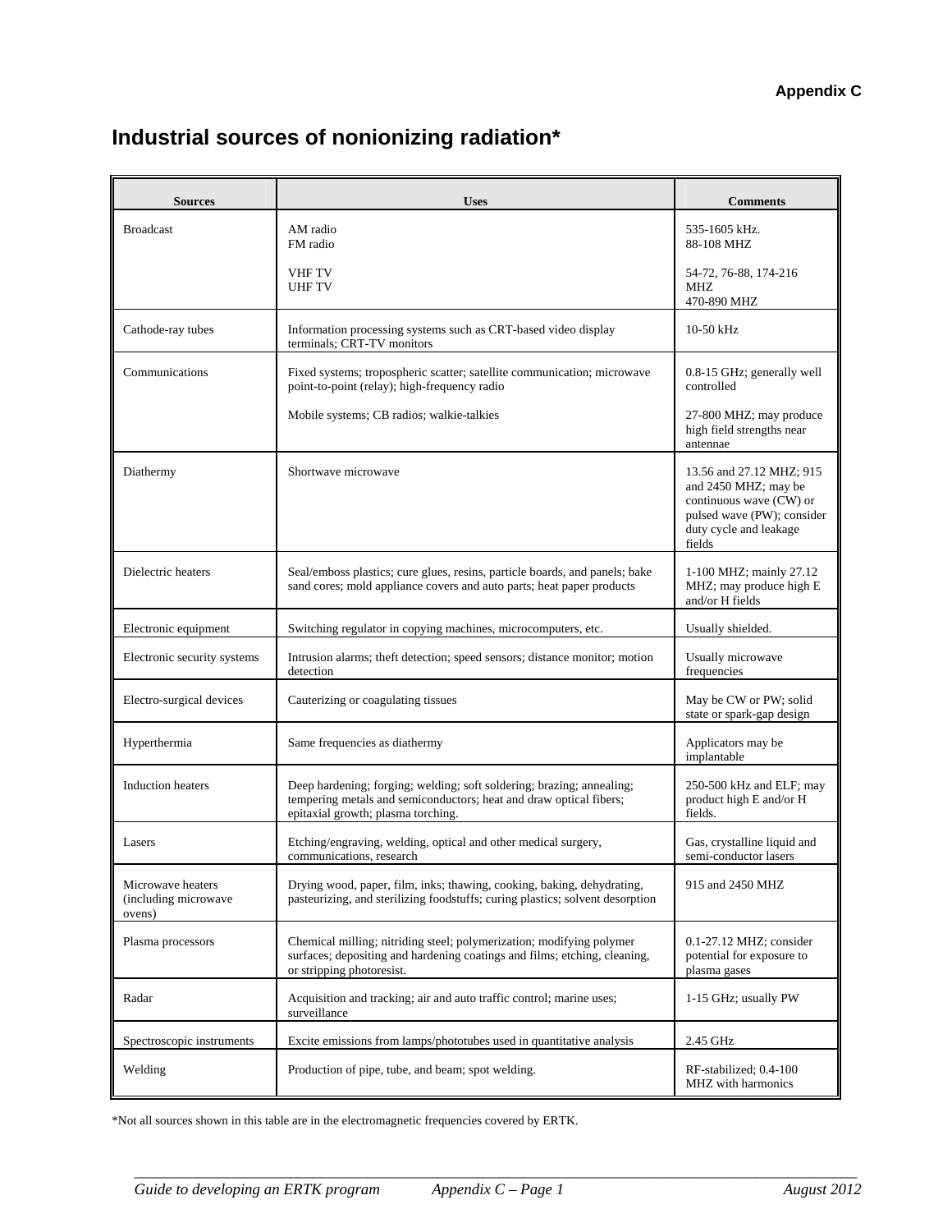**Appendix C**

# Industrial sources of nonionizing radiation*

| Sources | Uses | Comments |
|---|---|---|
| Broadcast | AM radio<br>FM radio<br><br>VHF TV<br>UHF TV | 535-1605 kHz.<br>88-108 MHZ<br><br>54-72, 76-88, 174-216 MHZ<br>470-890 MHZ |
| Cathode-ray tubes | Information processing systems such as CRT-based video display terminals; CRT-TV monitors | 10-50 kHz |
| Communications | Fixed systems; tropospheric scatter; satellite communication; microwave point-to-point (relay); high-frequency radio<br><br>Mobile systems; CB radios; walkie-talkies | 0.8-15 GHz; generally well controlled<br><br>27-800 MHZ; may produce high field strengths near antennae |
| Diathermy | Shortwave microwave | 13.56 and 27.12 MHZ; 915 and 2450 MHZ; may be continuous wave (CW) or pulsed wave (PW); consider duty cycle and leakage fields |
| Dielectric heaters | Seal/emboss plastics; cure glues, resins, particle boards, and panels; bake sand cores; mold appliance covers and auto parts; heat paper products | 1-100 MHZ; mainly 27.12 MHZ; may produce high E and/or H fields |
| Electronic equipment | Switching regulator in copying machines, microcomputers, etc. | Usually shielded. |
| Electronic security systems | Intrusion alarms; theft detection; speed sensors; distance monitor; motion detection | Usually microwave frequencies |
| Electro-surgical devices | Cauterizing or coagulating tissues | May be CW or PW; solid state or spark-gap design |
| Hyperthermia | Same frequencies as diathermy | Applicators may be implantable |
| Induction heaters | Deep hardening; forging; welding; soft soldering; brazing; annealing; tempering metals and semiconductors; heat and draw optical fibers; epitaxial growth; plasma torching. | 250-500 kHz and ELF; may product high E and/or H fields. |
| Lasers | Etching/engraving, welding, optical and other medical surgery, communications, research | Gas, crystalline liquid and semi-conductor lasers |
| Microwave heaters (including microwave ovens) | Drying wood, paper, film, inks; thawing, cooking, baking, dehydrating, pasteurizing, and sterilizing foodstuffs; curing plastics; solvent desorption | 915 and 2450 MHZ |
| Plasma processors | Chemical milling; nitriding steel; polymerization; modifying polymer surfaces; depositing and hardening coatings and films; etching, cleaning, or stripping photoresist. | 0.1-27.12 MHZ; consider potential for exposure to plasma gases |
| Radar | Acquisition and tracking; air and auto traffic control; marine uses; surveillance | 1-15 GHz; usually PW |
| Spectroscopic instruments | Excite emissions from lamps/phototubes used in quantitative analysis | 2.45 GHz |
| Welding | Production of pipe, tube, and beam; spot welding. | RF-stabilized; 0.4-100 MHZ with harmonics |

*Not all sources shown in this table are in the electromagnetic frequencies covered by ERTK.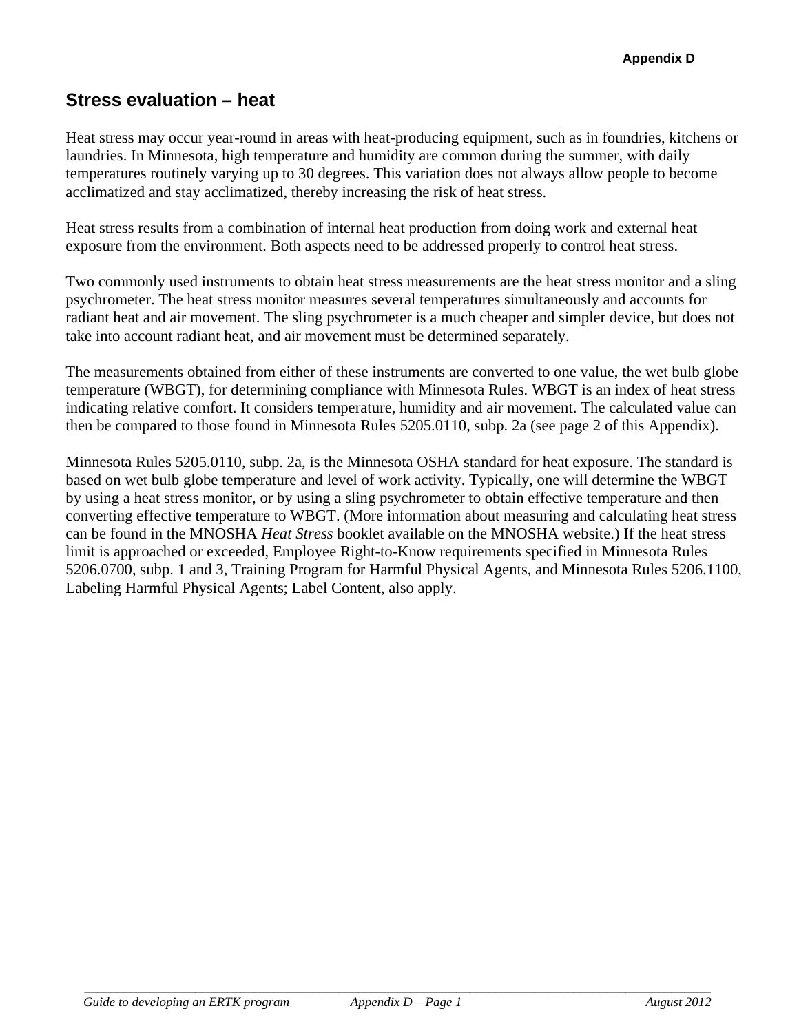## Stress evaluation – heat

Heat stress may occur year-round in areas with heat-producing equipment, such as in foundries, kitchens or laundries. In Minnesota, high temperature and humidity are common during the summer, with daily temperatures routinely varying up to 30 degrees. This variation does not always allow people to become acclimatized and stay acclimatized, thereby increasing the risk of heat stress.

Heat stress results from a combination of internal heat production from doing work and external heat exposure from the environment. Both aspects need to be addressed properly to control heat stress.

Two commonly used instruments to obtain heat stress measurements are the heat stress monitor and a sling psychrometer. The heat stress monitor measures several temperatures simultaneously and accounts for radiant heat and air movement. The sling psychrometer is a much cheaper and simpler device, but does not take into account radiant heat, and air movement must be determined separately.

The measurements obtained from either of these instruments are converted to one value, the wet bulb globe temperature (WBGT), for determining compliance with Minnesota Rules. WBGT is an index of heat stress indicating relative comfort. It considers temperature, humidity and air movement. The calculated value can then be compared to those found in Minnesota Rules 5205.0110, subp. 2a (see page 2 of this Appendix).

Minnesota Rules 5205.0110, subp. 2a, is the Minnesota OSHA standard for heat exposure. The standard is based on wet bulb globe temperature and level of work activity. Typically, one will determine the WBGT by using a heat stress monitor, or by using a sling psychrometer to obtain effective temperature and then converting effective temperature to WBGT. (More information about measuring and calculating heat stress can be found in the MNOSHA *Heat Stress* booklet available on the MNOSHA website.) If the heat stress limit is approached or exceeded, Employee Right-to-Know requirements specified in Minnesota Rules 5206.0700, subp. 1 and 3, Training Program for Harmful Physical Agents, and Minnesota Rules 5206.1100, Labeling Harmful Physical Agents; Label Content, also apply.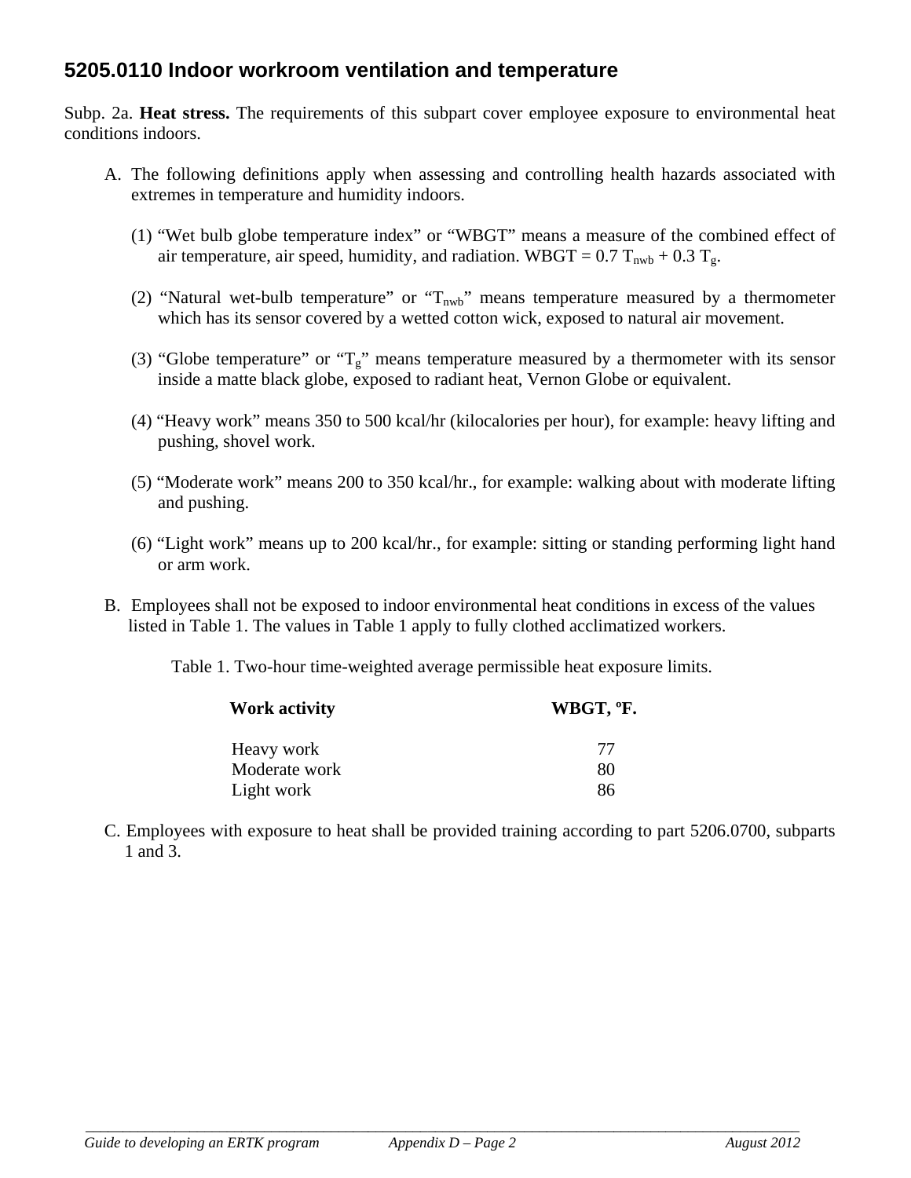## 5205.0110 Indoor workroom ventilation and temperature

Subp. 2a. **Heat stress.** The requirements of this subpart cover employee exposure to environmental heat conditions indoors.

A. The following definitions apply when assessing and controlling health hazards associated with extremes in temperature and humidity indoors.

   (1) "Wet bulb globe temperature index" or "WBGT" means a measure of the combined effect of air temperature, air speed, humidity, and radiation. WBGT = 0.7 $T_{nwb}$ + 0.3 $T_g$.

   (2) "Natural wet-bulb temperature" or "$T_{nwb}$" means temperature measured by a thermometer which has its sensor covered by a wetted cotton wick, exposed to natural air movement.

   (3) "Globe temperature" or "$T_g$" means temperature measured by a thermometer with its sensor inside a matte black globe, exposed to radiant heat, Vernon Globe or equivalent.

   (4) "Heavy work" means 350 to 500 kcal/hr (kilocalories per hour), for example: heavy lifting and pushing, shovel work.

   (5) "Moderate work" means 200 to 350 kcal/hr., for example: walking about with moderate lifting and pushing.

   (6) "Light work" means up to 200 kcal/hr., for example: sitting or standing performing light hand or arm work.

B. Employees shall not be exposed to indoor environmental heat conditions in excess of the values listed in Table 1. The values in Table 1 apply to fully clothed acclimatized workers.

Table 1. Two-hour time-weighted average permissible heat exposure limits.

| Work activity | WBGT, ºF. |
|---|---|
| Heavy work | 77 |
| Moderate work | 80 |
| Light work | 86 |

C. Employees with exposure to heat shall be provided training according to part 5206.0700, subparts 1 and 3.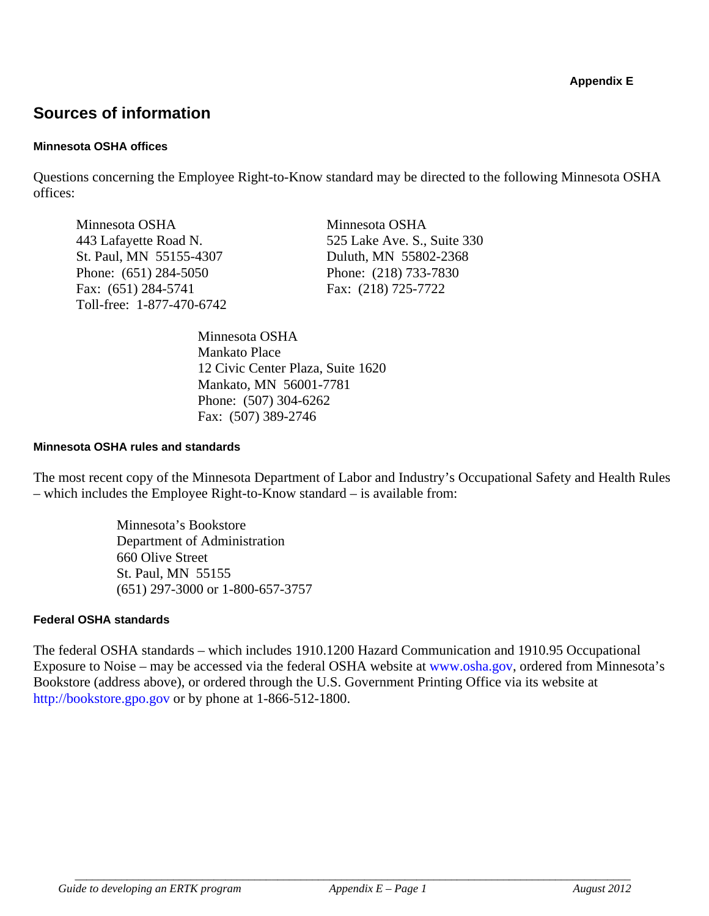Appendix E

# Sources of information

### Minnesota OSHA offices

Questions concerning the Employee Right-to-Know standard may be directed to the following Minnesota OSHA offices:

Minnesota OSHA
443 Lafayette Road N.
St. Paul, MN 55155-4307
Phone: (651) 284-5050
Fax: (651) 284-5741
Toll-free: 1-877-470-6742

Minnesota OSHA
525 Lake Ave. S., Suite 330
Duluth, MN 55802-2368
Phone: (218) 733-7830
Fax: (218) 725-7722

Minnesota OSHA
Mankato Place
12 Civic Center Plaza, Suite 1620
Mankato, MN 56001-7781
Phone: (507) 304-6262
Fax: (507) 389-2746

### Minnesota OSHA rules and standards

The most recent copy of the Minnesota Department of Labor and Industry's Occupational Safety and Health Rules – which includes the Employee Right-to-Know standard – is available from:

Minnesota's Bookstore
Department of Administration
660 Olive Street
St. Paul, MN 55155
(651) 297-3000 or 1-800-657-3757

### Federal OSHA standards

The federal OSHA standards – which includes 1910.1200 Hazard Communication and 1910.95 Occupational Exposure to Noise – may be accessed via the federal OSHA website at www.osha.gov, ordered from Minnesota's Bookstore (address above), or ordered through the U.S. Government Printing Office via its website at http://bookstore.gpo.gov or by phone at 1-866-512-1800.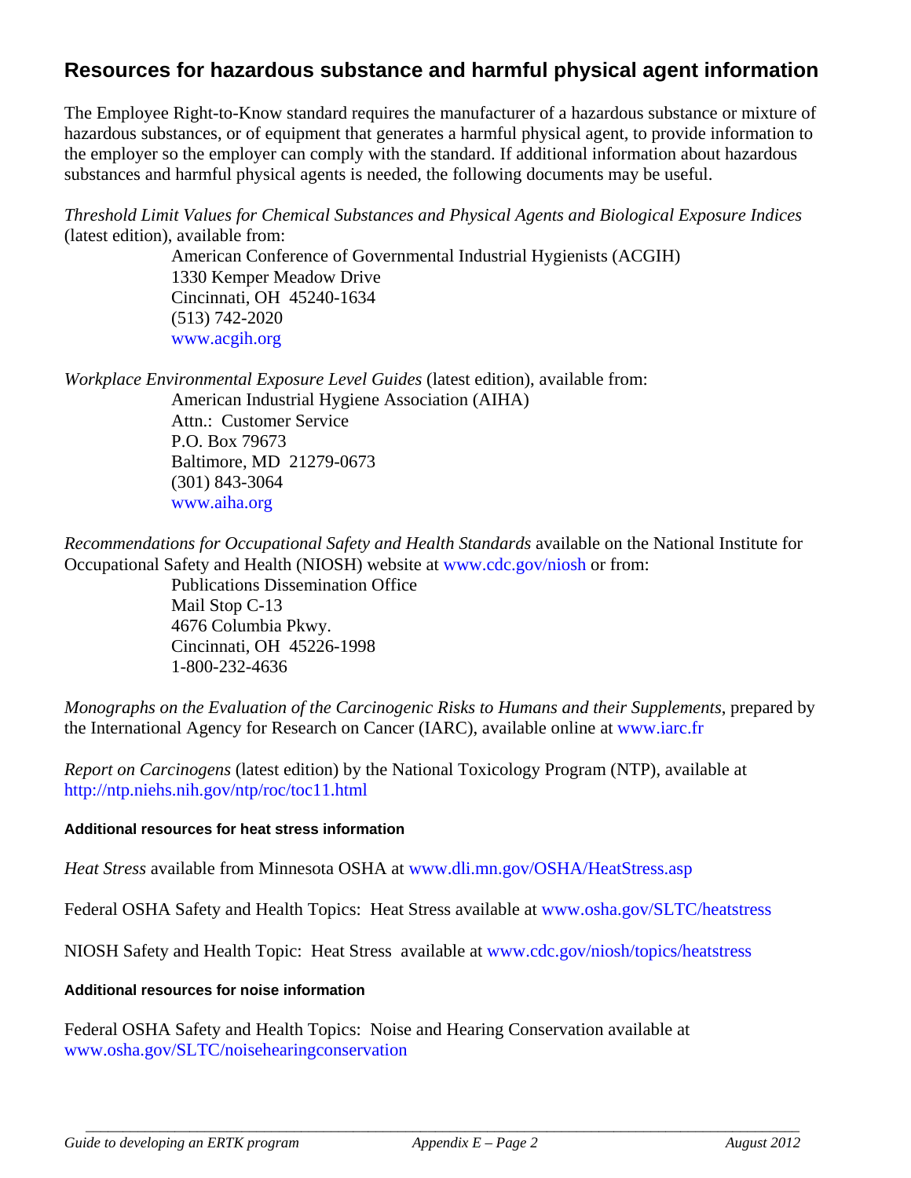## Resources for hazardous substance and harmful physical agent information

The Employee Right-to-Know standard requires the manufacturer of a hazardous substance or mixture of hazardous substances, or of equipment that generates a harmful physical agent, to provide information to the employer so the employer can comply with the standard. If additional information about hazardous substances and harmful physical agents is needed, the following documents may be useful.

*Threshold Limit Values for Chemical Substances and Physical Agents and Biological Exposure Indices* (latest edition), available from:

> American Conference of Governmental Industrial Hygienists (ACGIH)
> 1330 Kemper Meadow Drive
> Cincinnati, OH 45240-1634
> (513) 742-2020
> www.acgih.org

*Workplace Environmental Exposure Level Guides* (latest edition), available from:

> American Industrial Hygiene Association (AIHA)
> Attn.: Customer Service
> P.O. Box 79673
> Baltimore, MD 21279-0673
> (301) 843-3064
> www.aiha.org

*Recommendations for Occupational Safety and Health Standards* available on the National Institute for Occupational Safety and Health (NIOSH) website at www.cdc.gov/niosh or from:

> Publications Dissemination Office
> Mail Stop C-13
> 4676 Columbia Pkwy.
> Cincinnati, OH 45226-1998
> 1-800-232-4636

*Monographs on the Evaluation of the Carcinogenic Risks to Humans and their Supplements*, prepared by the International Agency for Research on Cancer (IARC), available online at www.iarc.fr

*Report on Carcinogens* (latest edition) by the National Toxicology Program (NTP), available at http://ntp.niehs.nih.gov/ntp/roc/toc11.html

#### Additional resources for heat stress information

*Heat Stress* available from Minnesota OSHA at www.dli.mn.gov/OSHA/HeatStress.asp

Federal OSHA Safety and Health Topics: Heat Stress available at www.osha.gov/SLTC/heatstress

NIOSH Safety and Health Topic: Heat Stress available at www.cdc.gov/niosh/topics/heatstress

#### Additional resources for noise information

Federal OSHA Safety and Health Topics: Noise and Hearing Conservation available at www.osha.gov/SLTC/noisehearingconservation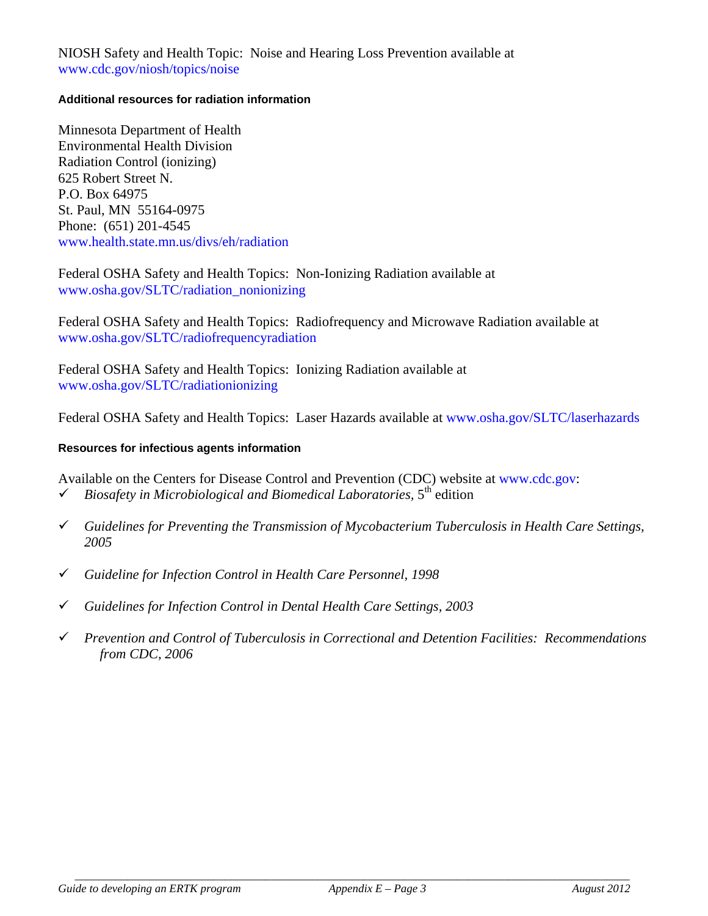NIOSH Safety and Health Topic:  Noise and Hearing Loss Prevention available at www.cdc.gov/niosh/topics/noise

**Additional resources for radiation information**

Minnesota Department of Health
Environmental Health Division
Radiation Control (ionizing)
625 Robert Street N.
P.O. Box 64975
St. Paul, MN  55164-0975
Phone:  (651) 201-4545
www.health.state.mn.us/divs/eh/radiation

Federal OSHA Safety and Health Topics:  Non-Ionizing Radiation available at www.osha.gov/SLTC/radiation_nonionizing

Federal OSHA Safety and Health Topics:  Radiofrequency and Microwave Radiation available at www.osha.gov/SLTC/radiofrequencyradiation

Federal OSHA Safety and Health Topics:  Ionizing Radiation available at www.osha.gov/SLTC/radiationionizing

Federal OSHA Safety and Health Topics:  Laser Hazards available at www.osha.gov/SLTC/laserhazards

**Resources for infectious agents information**

Available on the Centers for Disease Control and Prevention (CDC) website at www.cdc.gov:

- ✓ *Biosafety in Microbiological and Biomedical Laboratories,* 5th edition
- ✓ *Guidelines for Preventing the Transmission of Mycobacterium Tuberculosis in Health Care Settings, 2005*
- ✓ *Guideline for Infection Control in Health Care Personnel, 1998*
- ✓ *Guidelines for Infection Control in Dental Health Care Settings, 2003*
- ✓ *Prevention and Control of Tuberculosis in Correctional and Detention Facilities:  Recommendations from CDC, 2006*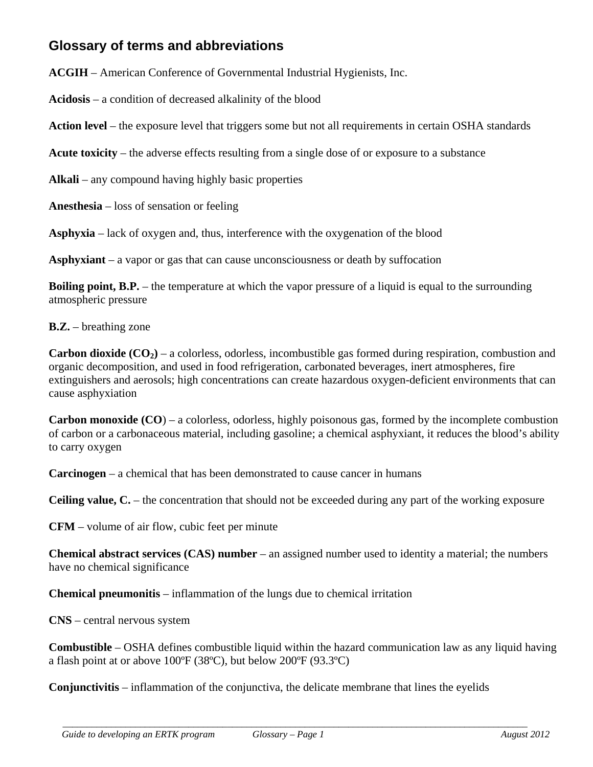## Glossary of terms and abbreviations

**ACGIH** – American Conference of Governmental Industrial Hygienists, Inc.

**Acidosis** – a condition of decreased alkalinity of the blood

**Action level** – the exposure level that triggers some but not all requirements in certain OSHA standards

**Acute toxicity** – the adverse effects resulting from a single dose of or exposure to a substance

**Alkali** – any compound having highly basic properties

**Anesthesia** – loss of sensation or feeling

**Asphyxia** – lack of oxygen and, thus, interference with the oxygenation of the blood

**Asphyxiant** – a vapor or gas that can cause unconsciousness or death by suffocation

**Boiling point, B.P.** – the temperature at which the vapor pressure of a liquid is equal to the surrounding atmospheric pressure

**B.Z.** – breathing zone

**Carbon dioxide ($CO_2$)** – a colorless, odorless, incombustible gas formed during respiration, combustion and organic decomposition, and used in food refrigeration, carbonated beverages, inert atmospheres, fire extinguishers and aerosols; high concentrations can create hazardous oxygen-deficient environments that can cause asphyxiation

**Carbon monoxide (CO)** – a colorless, odorless, highly poisonous gas, formed by the incomplete combustion of carbon or a carbonaceous material, including gasoline; a chemical asphyxiant, it reduces the blood's ability to carry oxygen

**Carcinogen** – a chemical that has been demonstrated to cause cancer in humans

**Ceiling value, C.** – the concentration that should not be exceeded during any part of the working exposure

**CFM** – volume of air flow, cubic feet per minute

**Chemical abstract services (CAS) number** – an assigned number used to identity a material; the numbers have no chemical significance

**Chemical pneumonitis** – inflammation of the lungs due to chemical irritation

**CNS** – central nervous system

**Combustible** – OSHA defines combustible liquid within the hazard communication law as any liquid having a flash point at or above 100ºF (38ºC), but below 200ºF (93.3ºC)

**Conjunctivitis** – inflammation of the conjunctiva, the delicate membrane that lines the eyelids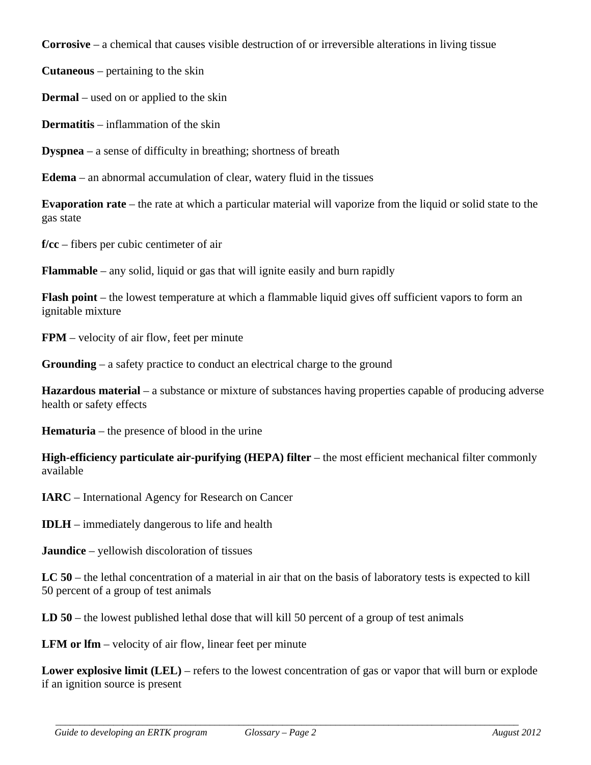**Corrosive** – a chemical that causes visible destruction of or irreversible alterations in living tissue

**Cutaneous** – pertaining to the skin

**Dermal** – used on or applied to the skin

**Dermatitis** – inflammation of the skin

**Dyspnea** – a sense of difficulty in breathing; shortness of breath

**Edema** – an abnormal accumulation of clear, watery fluid in the tissues

**Evaporation rate** – the rate at which a particular material will vaporize from the liquid or solid state to the gas state

**f/cc** – fibers per cubic centimeter of air

**Flammable** – any solid, liquid or gas that will ignite easily and burn rapidly

**Flash point** – the lowest temperature at which a flammable liquid gives off sufficient vapors to form an ignitable mixture

**FPM** – velocity of air flow, feet per minute

**Grounding** – a safety practice to conduct an electrical charge to the ground

**Hazardous material** – a substance or mixture of substances having properties capable of producing adverse health or safety effects

**Hematuria** – the presence of blood in the urine

**High-efficiency particulate air-purifying (HEPA) filter** – the most efficient mechanical filter commonly available

**IARC** – International Agency for Research on Cancer

**IDLH** – immediately dangerous to life and health

**Jaundice** – yellowish discoloration of tissues

**LC 50** – the lethal concentration of a material in air that on the basis of laboratory tests is expected to kill 50 percent of a group of test animals

**LD 50** – the lowest published lethal dose that will kill 50 percent of a group of test animals

**LFM or lfm** – velocity of air flow, linear feet per minute

**Lower explosive limit (LEL)** – refers to the lowest concentration of gas or vapor that will burn or explode if an ignition source is present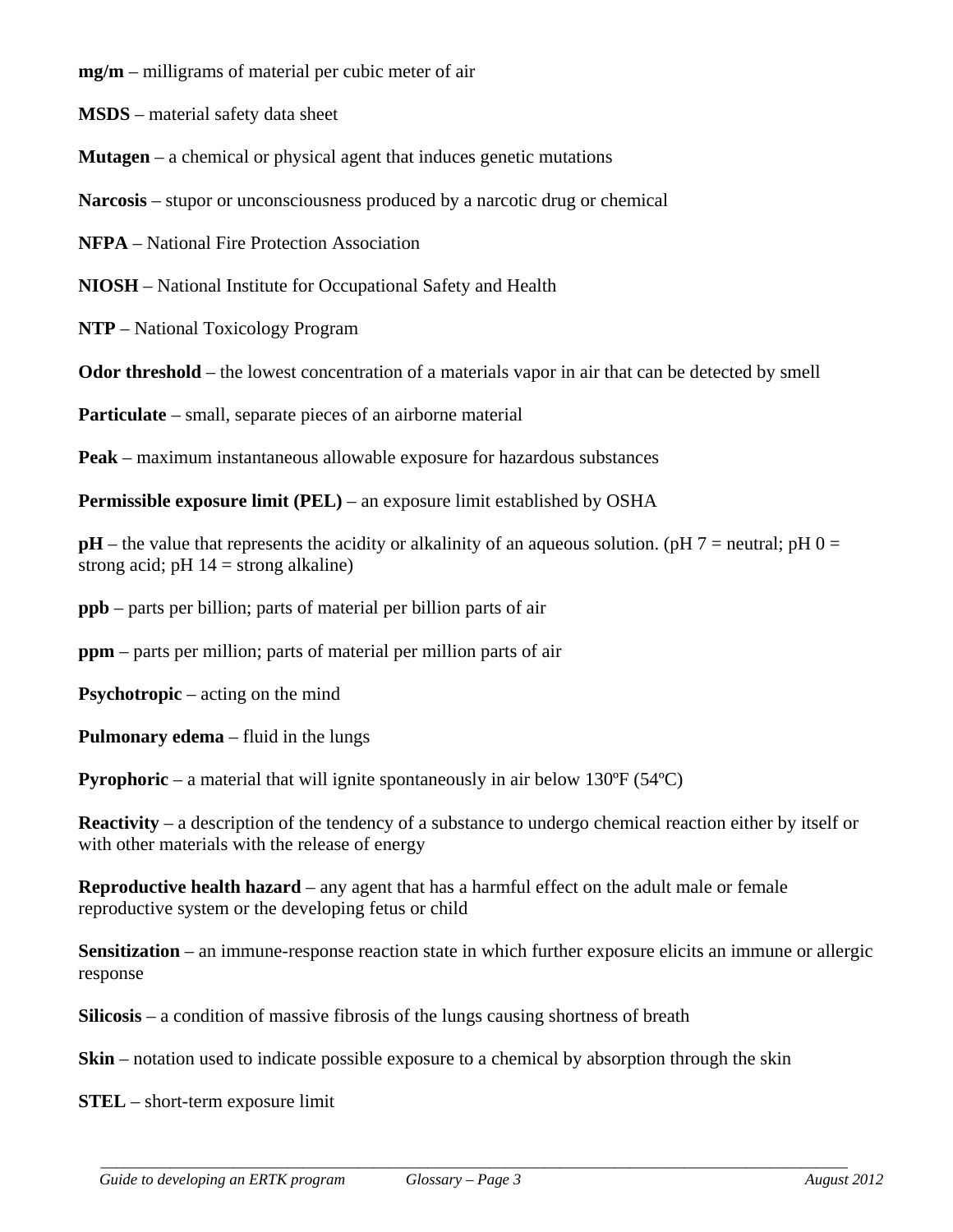**mg/m** – milligrams of material per cubic meter of air

**MSDS** – material safety data sheet

**Mutagen** – a chemical or physical agent that induces genetic mutations

**Narcosis** – stupor or unconsciousness produced by a narcotic drug or chemical

**NFPA** – National Fire Protection Association

**NIOSH** – National Institute for Occupational Safety and Health

**NTP** – National Toxicology Program

**Odor threshold** – the lowest concentration of a materials vapor in air that can be detected by smell

**Particulate** – small, separate pieces of an airborne material

**Peak** – maximum instantaneous allowable exposure for hazardous substances

**Permissible exposure limit (PEL)** – an exposure limit established by OSHA

**pH** – the value that represents the acidity or alkalinity of an aqueous solution. (pH 7 = neutral; pH 0 = strong acid; pH 14 = strong alkaline)

**ppb** – parts per billion; parts of material per billion parts of air

**ppm** – parts per million; parts of material per million parts of air

**Psychotropic** – acting on the mind

**Pulmonary edema** – fluid in the lungs

**Pyrophoric** – a material that will ignite spontaneously in air below 130ºF (54ºC)

**Reactivity** – a description of the tendency of a substance to undergo chemical reaction either by itself or with other materials with the release of energy

**Reproductive health hazard** – any agent that has a harmful effect on the adult male or female reproductive system or the developing fetus or child

**Sensitization** – an immune-response reaction state in which further exposure elicits an immune or allergic response

**Silicosis** – a condition of massive fibrosis of the lungs causing shortness of breath

**Skin** – notation used to indicate possible exposure to a chemical by absorption through the skin

**STEL** – short-term exposure limit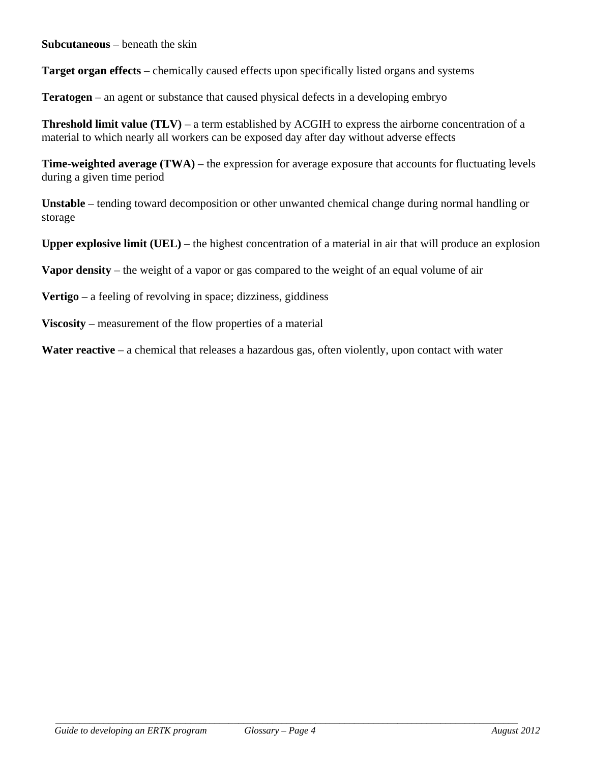**Subcutaneous** – beneath the skin

**Target organ effects** – chemically caused effects upon specifically listed organs and systems

**Teratogen** – an agent or substance that caused physical defects in a developing embryo

**Threshold limit value (TLV)** – a term established by ACGIH to express the airborne concentration of a material to which nearly all workers can be exposed day after day without adverse effects

**Time-weighted average (TWA)** – the expression for average exposure that accounts for fluctuating levels during a given time period

**Unstable** – tending toward decomposition or other unwanted chemical change during normal handling or storage

**Upper explosive limit (UEL)** – the highest concentration of a material in air that will produce an explosion

**Vapor density** – the weight of a vapor or gas compared to the weight of an equal volume of air

**Vertigo** – a feeling of revolving in space; dizziness, giddiness

**Viscosity** – measurement of the flow properties of a material

**Water reactive** – a chemical that releases a hazardous gas, often violently, upon contact with water